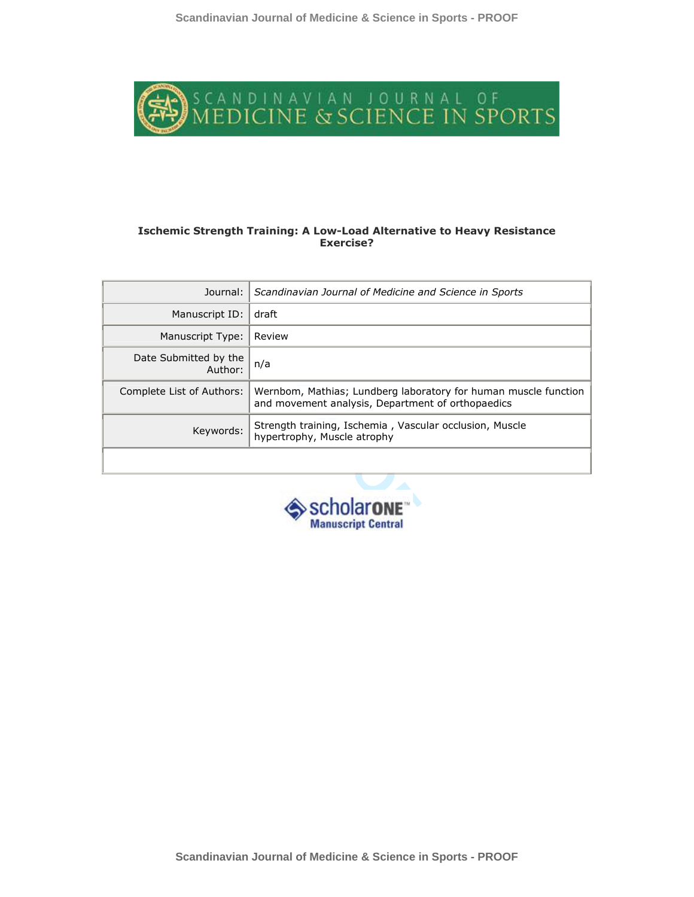**Ischemic Strength Training: A Low-Load Alternative to Heavy Resistance Exercise?**

| | |
|---|---|
| Journal: | *Scandinavian Journal of Medicine and Science in Sports* |
| Manuscript ID: | draft |
| Manuscript Type: | Review |
| Date Submitted by the Author: | n/a |
| Complete List of Authors: | Wernbom, Mathias; Lundberg laboratory for human muscle function and movement analysis, Department of orthopaedics |
| Keywords: | Strength training, Ischemia , Vascular occlusion, Muscle hypertrophy, Muscle atrophy |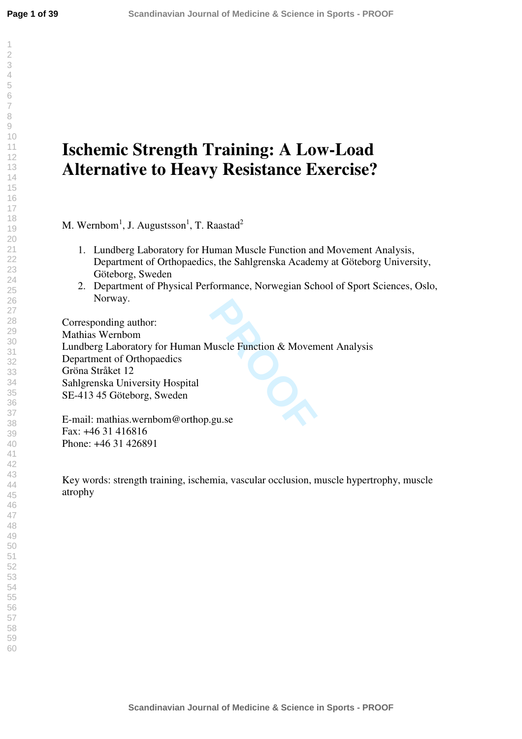# Ischemic Strength Training: A Low-Load Alternative to Heavy Resistance Exercise?

M. Wernbom[1], J. Augustsson[1], T. Raastad[2]

1. Lundberg Laboratory for Human Muscle Function and Movement Analysis, Department of Orthopaedics, the Sahlgrenska Academy at Göteborg University, Göteborg, Sweden
2. Department of Physical Performance, Norwegian School of Sport Sciences, Oslo, Norway.

Corresponding author:
Mathias Wernbom
Lundberg Laboratory for Human Muscle Function & Movement Analysis
Department of Orthopaedics
Gröna Stråket 12
Sahlgrenska University Hospital
SE-413 45 Göteborg, Sweden

E-mail: mathias.wernbom@orthop.gu.se
Fax: +46 31 416816
Phone: +46 31 426891

Key words: strength training, ischemia, vascular occlusion, muscle hypertrophy, muscle atrophy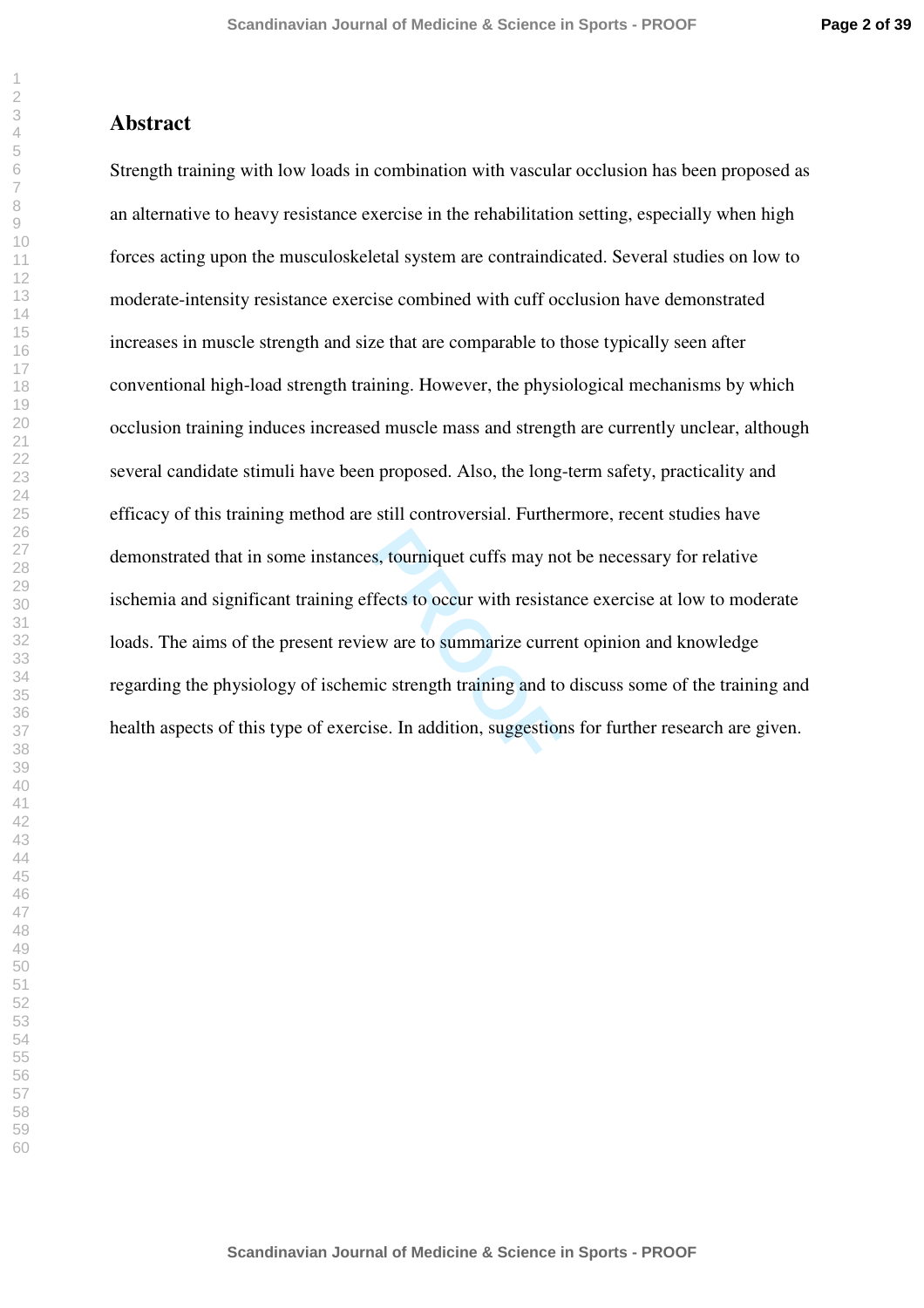## Abstract

Strength training with low loads in combination with vascular occlusion has been proposed as an alternative to heavy resistance exercise in the rehabilitation setting, especially when high forces acting upon the musculoskeletal system are contraindicated. Several studies on low to moderate-intensity resistance exercise combined with cuff occlusion have demonstrated increases in muscle strength and size that are comparable to those typically seen after conventional high-load strength training. However, the physiological mechanisms by which occlusion training induces increased muscle mass and strength are currently unclear, although several candidate stimuli have been proposed. Also, the long-term safety, practicality and efficacy of this training method are still controversial. Furthermore, recent studies have demonstrated that in some instances, tourniquet cuffs may not be necessary for relative ischemia and significant training effects to occur with resistance exercise at low to moderate loads. The aims of the present review are to summarize current opinion and knowledge regarding the physiology of ischemic strength training and to discuss some of the training and health aspects of this type of exercise. In addition, suggestions for further research are given.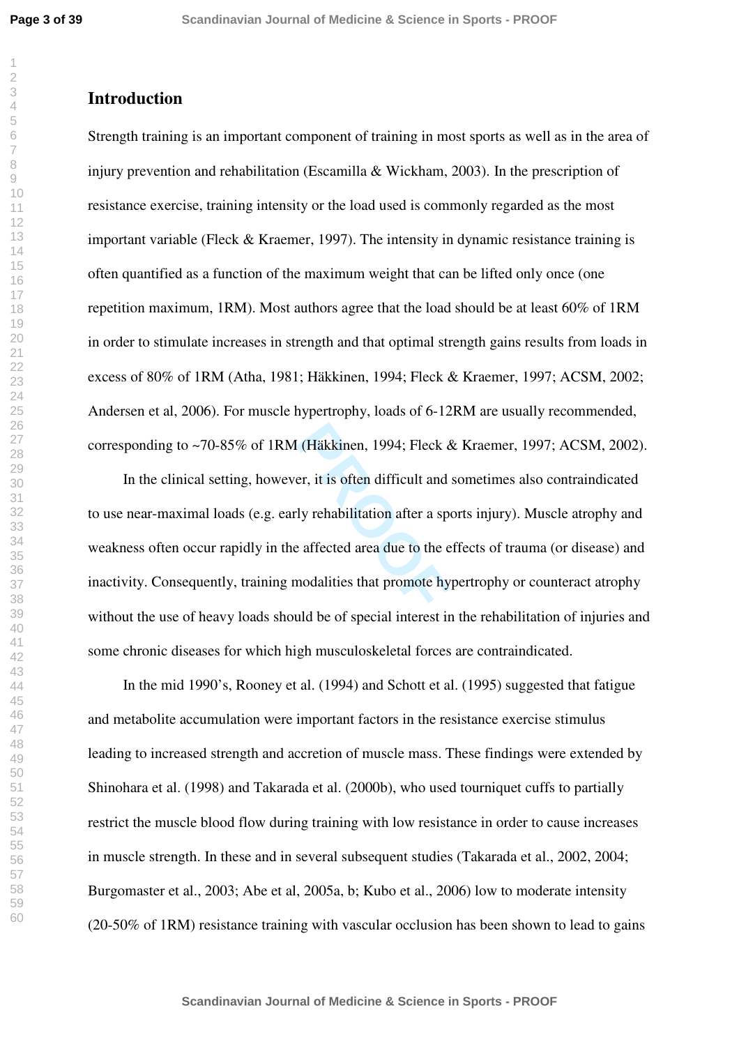## Introduction

Strength training is an important component of training in most sports as well as in the area of injury prevention and rehabilitation (Escamilla & Wickham, 2003). In the prescription of resistance exercise, training intensity or the load used is commonly regarded as the most important variable (Fleck & Kraemer, 1997). The intensity in dynamic resistance training is often quantified as a function of the maximum weight that can be lifted only once (one repetition maximum, 1RM). Most authors agree that the load should be at least 60% of 1RM in order to stimulate increases in strength and that optimal strength gains results from loads in excess of 80% of 1RM (Atha, 1981; Häkkinen, 1994; Fleck & Kraemer, 1997; ACSM, 2002; Andersen et al, 2006). For muscle hypertrophy, loads of 6-12RM are usually recommended, corresponding to ~70-85% of 1RM (Häkkinen, 1994; Fleck & Kraemer, 1997; ACSM, 2002).

In the clinical setting, however, it is often difficult and sometimes also contraindicated to use near-maximal loads (e.g. early rehabilitation after a sports injury). Muscle atrophy and weakness often occur rapidly in the affected area due to the effects of trauma (or disease) and inactivity. Consequently, training modalities that promote hypertrophy or counteract atrophy without the use of heavy loads should be of special interest in the rehabilitation of injuries and some chronic diseases for which high musculoskeletal forces are contraindicated.

In the mid 1990's, Rooney et al. (1994) and Schott et al. (1995) suggested that fatigue and metabolite accumulation were important factors in the resistance exercise stimulus leading to increased strength and accretion of muscle mass. These findings were extended by Shinohara et al. (1998) and Takarada et al. (2000b), who used tourniquet cuffs to partially restrict the muscle blood flow during training with low resistance in order to cause increases in muscle strength. In these and in several subsequent studies (Takarada et al., 2002, 2004; Burgomaster et al., 2003; Abe et al, 2005a, b; Kubo et al., 2006) low to moderate intensity (20-50% of 1RM) resistance training with vascular occlusion has been shown to lead to gains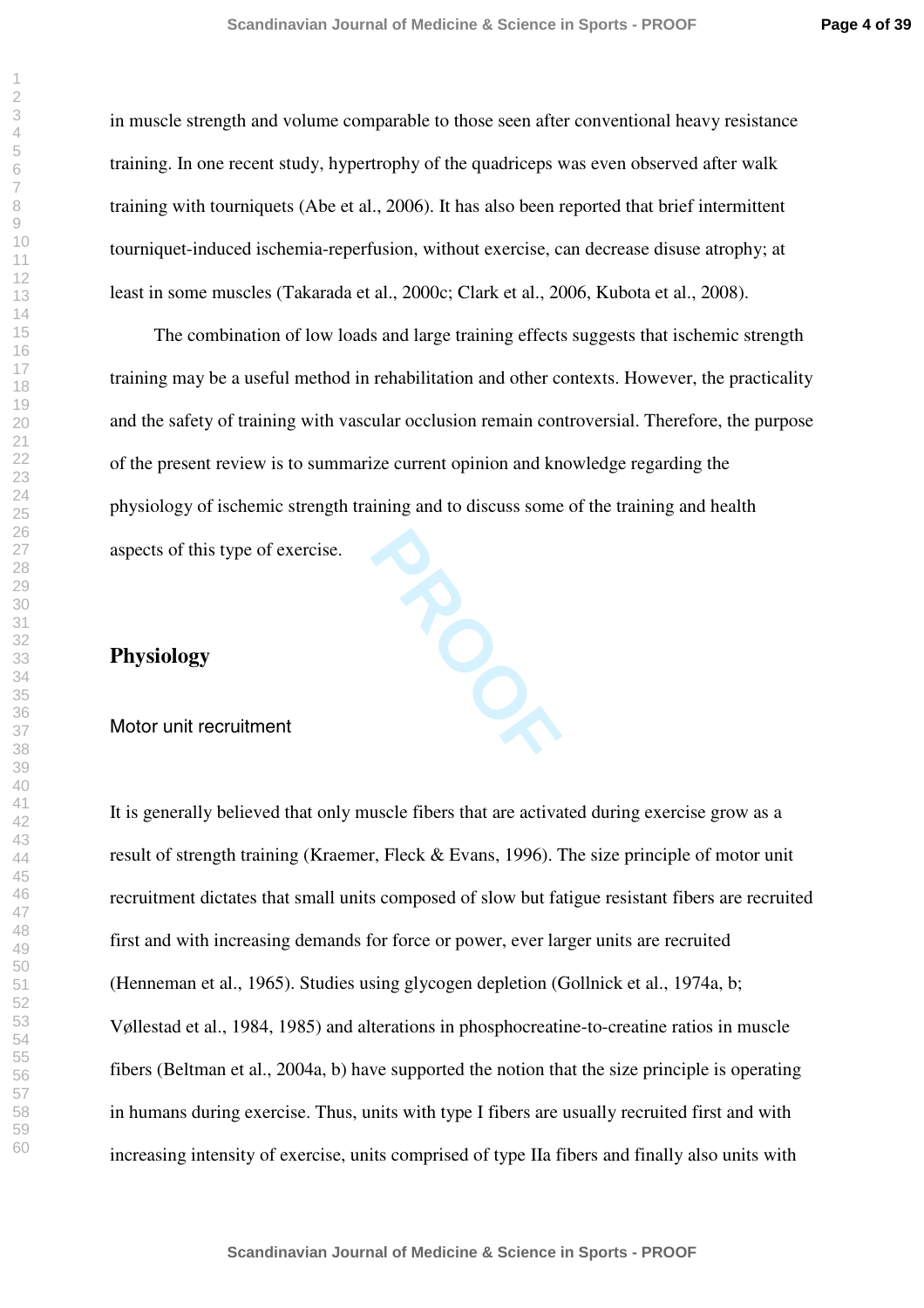in muscle strength and volume comparable to those seen after conventional heavy resistance training. In one recent study, hypertrophy of the quadriceps was even observed after walk training with tourniquets (Abe et al., 2006). It has also been reported that brief intermittent tourniquet-induced ischemia-reperfusion, without exercise, can decrease disuse atrophy; at least in some muscles (Takarada et al., 2000c; Clark et al., 2006, Kubota et al., 2008).

The combination of low loads and large training effects suggests that ischemic strength training may be a useful method in rehabilitation and other contexts. However, the practicality and the safety of training with vascular occlusion remain controversial. Therefore, the purpose of the present review is to summarize current opinion and knowledge regarding the physiology of ischemic strength training and to discuss some of the training and health aspects of this type of exercise.

## Physiology

### Motor unit recruitment

It is generally believed that only muscle fibers that are activated during exercise grow as a result of strength training (Kraemer, Fleck & Evans, 1996). The size principle of motor unit recruitment dictates that small units composed of slow but fatigue resistant fibers are recruited first and with increasing demands for force or power, ever larger units are recruited (Henneman et al., 1965). Studies using glycogen depletion (Gollnick et al., 1974a, b; Vøllestad et al., 1984, 1985) and alterations in phosphocreatine-to-creatine ratios in muscle fibers (Beltman et al., 2004a, b) have supported the notion that the size principle is operating in humans during exercise. Thus, units with type I fibers are usually recruited first and with increasing intensity of exercise, units comprised of type IIa fibers and finally also units with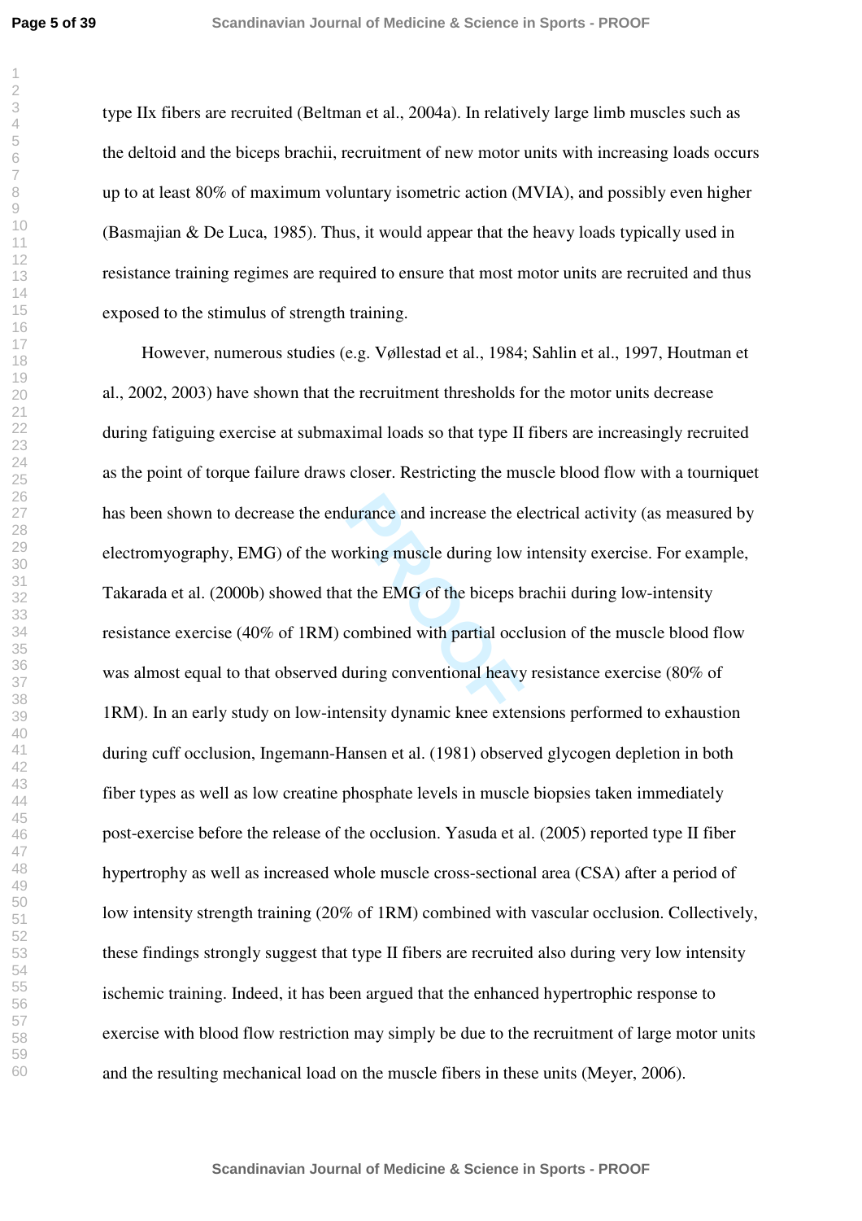type IIx fibers are recruited (Beltman et al., 2004a). In relatively large limb muscles such as the deltoid and the biceps brachii, recruitment of new motor units with increasing loads occurs up to at least 80% of maximum voluntary isometric action (MVIA), and possibly even higher (Basmajian & De Luca, 1985). Thus, it would appear that the heavy loads typically used in resistance training regimes are required to ensure that most motor units are recruited and thus exposed to the stimulus of strength training.

However, numerous studies (e.g. Vøllestad et al., 1984; Sahlin et al., 1997, Houtman et al., 2002, 2003) have shown that the recruitment thresholds for the motor units decrease during fatiguing exercise at submaximal loads so that type II fibers are increasingly recruited as the point of torque failure draws closer. Restricting the muscle blood flow with a tourniquet has been shown to decrease the endurance and increase the electrical activity (as measured by electromyography, EMG) of the working muscle during low intensity exercise. For example, Takarada et al. (2000b) showed that the EMG of the biceps brachii during low-intensity resistance exercise (40% of 1RM) combined with partial occlusion of the muscle blood flow was almost equal to that observed during conventional heavy resistance exercise (80% of 1RM). In an early study on low-intensity dynamic knee extensions performed to exhaustion during cuff occlusion, Ingemann-Hansen et al. (1981) observed glycogen depletion in both fiber types as well as low creatine phosphate levels in muscle biopsies taken immediately post-exercise before the release of the occlusion. Yasuda et al. (2005) reported type II fiber hypertrophy as well as increased whole muscle cross-sectional area (CSA) after a period of low intensity strength training (20% of 1RM) combined with vascular occlusion. Collectively, these findings strongly suggest that type II fibers are recruited also during very low intensity ischemic training. Indeed, it has been argued that the enhanced hypertrophic response to exercise with blood flow restriction may simply be due to the recruitment of large motor units and the resulting mechanical load on the muscle fibers in these units (Meyer, 2006).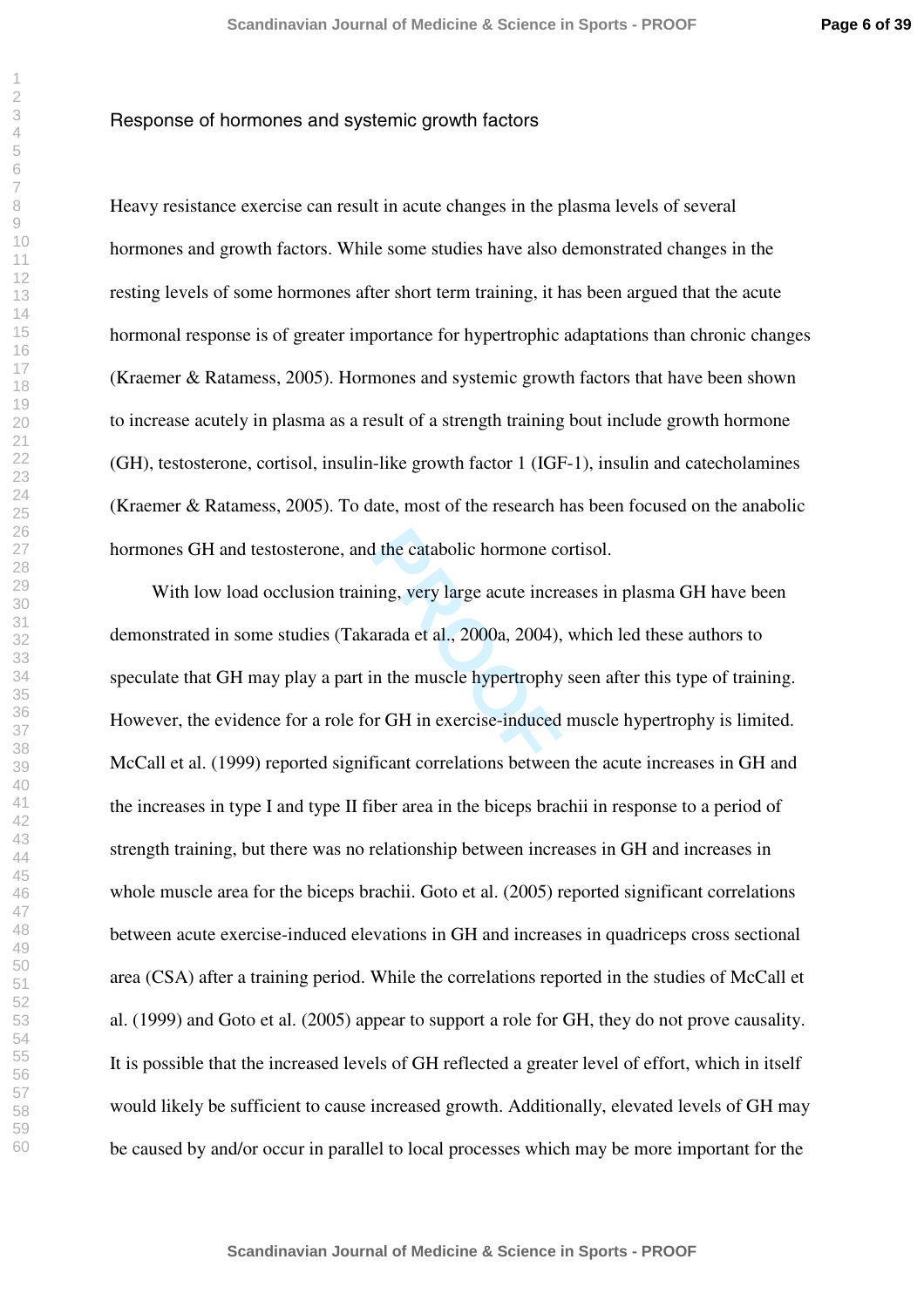## Response of hormones and systemic growth factors

Heavy resistance exercise can result in acute changes in the plasma levels of several hormones and growth factors. While some studies have also demonstrated changes in the resting levels of some hormones after short term training, it has been argued that the acute hormonal response is of greater importance for hypertrophic adaptations than chronic changes (Kraemer & Ratamess, 2005). Hormones and systemic growth factors that have been shown to increase acutely in plasma as a result of a strength training bout include growth hormone (GH), testosterone, cortisol, insulin-like growth factor 1 (IGF-1), insulin and catecholamines (Kraemer & Ratamess, 2005). To date, most of the research has been focused on the anabolic hormones GH and testosterone, and the catabolic hormone cortisol.

With low load occlusion training, very large acute increases in plasma GH have been demonstrated in some studies (Takarada et al., 2000a, 2004), which led these authors to speculate that GH may play a part in the muscle hypertrophy seen after this type of training. However, the evidence for a role for GH in exercise-induced muscle hypertrophy is limited. McCall et al. (1999) reported significant correlations between the acute increases in GH and the increases in type I and type II fiber area in the biceps brachii in response to a period of strength training, but there was no relationship between increases in GH and increases in whole muscle area for the biceps brachii. Goto et al. (2005) reported significant correlations between acute exercise-induced elevations in GH and increases in quadriceps cross sectional area (CSA) after a training period. While the correlations reported in the studies of McCall et al. (1999) and Goto et al. (2005) appear to support a role for GH, they do not prove causality. It is possible that the increased levels of GH reflected a greater level of effort, which in itself would likely be sufficient to cause increased growth. Additionally, elevated levels of GH may be caused by and/or occur in parallel to local processes which may be more important for the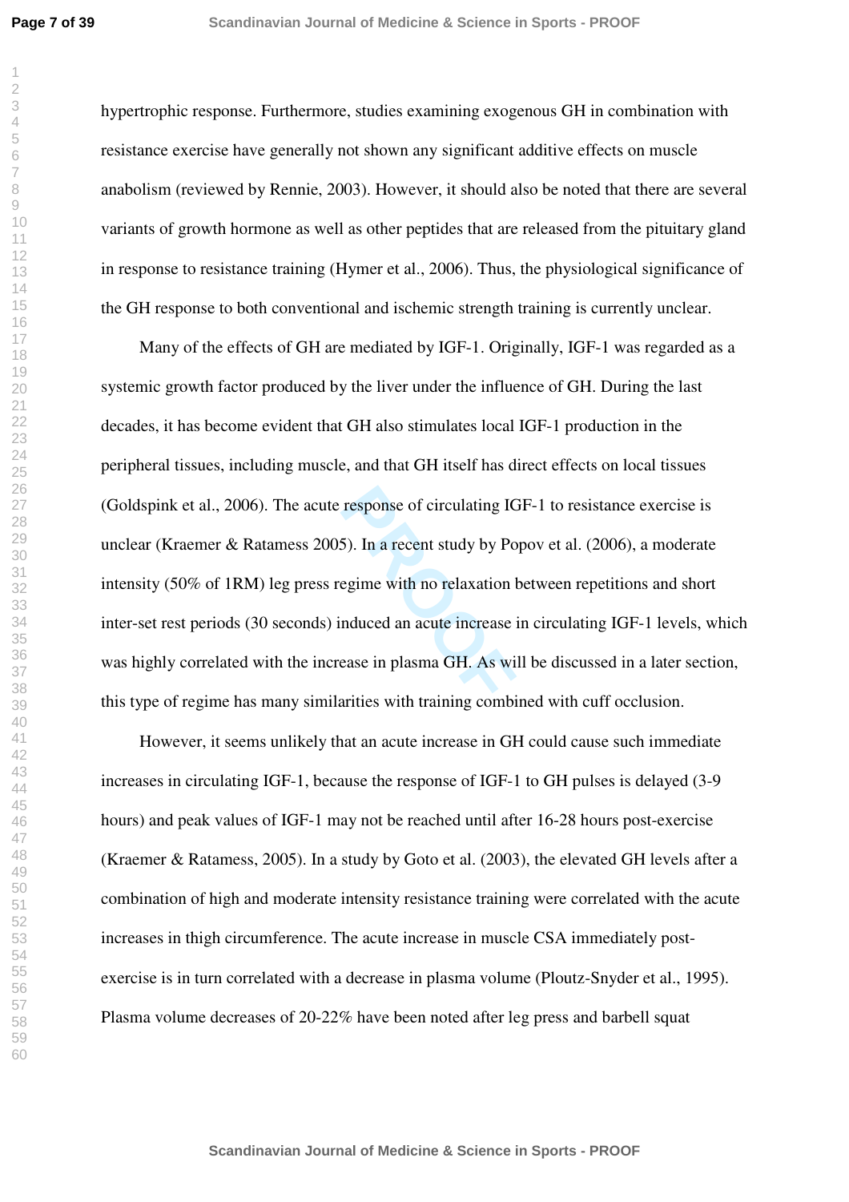hypertrophic response. Furthermore, studies examining exogenous GH in combination with resistance exercise have generally not shown any significant additive effects on muscle anabolism (reviewed by Rennie, 2003). However, it should also be noted that there are several variants of growth hormone as well as other peptides that are released from the pituitary gland in response to resistance training (Hymer et al., 2006). Thus, the physiological significance of the GH response to both conventional and ischemic strength training is currently unclear.

Many of the effects of GH are mediated by IGF-1. Originally, IGF-1 was regarded as a systemic growth factor produced by the liver under the influence of GH. During the last decades, it has become evident that GH also stimulates local IGF-1 production in the peripheral tissues, including muscle, and that GH itself has direct effects on local tissues (Goldspink et al., 2006). The acute response of circulating IGF-1 to resistance exercise is unclear (Kraemer & Ratamess 2005). In a recent study by Popov et al. (2006), a moderate intensity (50% of 1RM) leg press regime with no relaxation between repetitions and short inter-set rest periods (30 seconds) induced an acute increase in circulating IGF-1 levels, which was highly correlated with the increase in plasma GH. As will be discussed in a later section, this type of regime has many similarities with training combined with cuff occlusion.

However, it seems unlikely that an acute increase in GH could cause such immediate increases in circulating IGF-1, because the response of IGF-1 to GH pulses is delayed (3-9 hours) and peak values of IGF-1 may not be reached until after 16-28 hours post-exercise (Kraemer & Ratamess, 2005). In a study by Goto et al. (2003), the elevated GH levels after a combination of high and moderate intensity resistance training were correlated with the acute increases in thigh circumference. The acute increase in muscle CSA immediately post-exercise is in turn correlated with a decrease in plasma volume (Ploutz-Snyder et al., 1995). Plasma volume decreases of 20-22% have been noted after leg press and barbell squat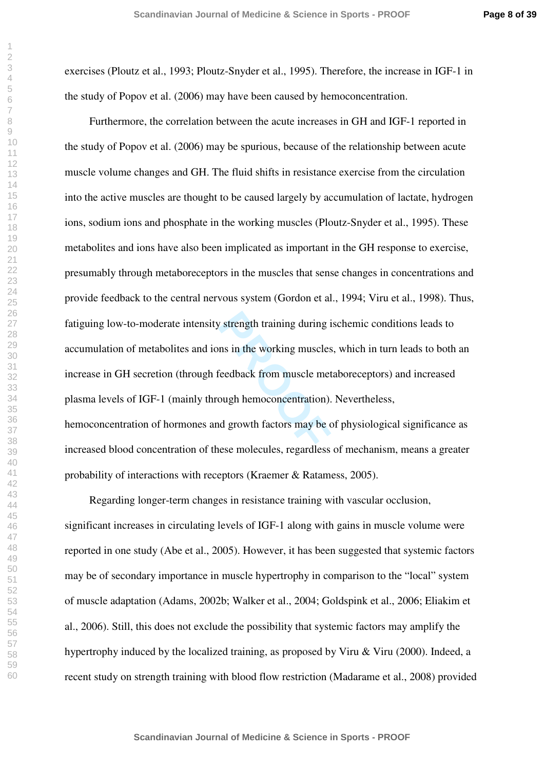exercises (Ploutz et al., 1993; Ploutz-Snyder et al., 1995). Therefore, the increase in IGF-1 in the study of Popov et al. (2006) may have been caused by hemoconcentration.

Furthermore, the correlation between the acute increases in GH and IGF-1 reported in the study of Popov et al. (2006) may be spurious, because of the relationship between acute muscle volume changes and GH. The fluid shifts in resistance exercise from the circulation into the active muscles are thought to be caused largely by accumulation of lactate, hydrogen ions, sodium ions and phosphate in the working muscles (Ploutz-Snyder et al., 1995). These metabolites and ions have also been implicated as important in the GH response to exercise, presumably through metaboreceptors in the muscles that sense changes in concentrations and provide feedback to the central nervous system (Gordon et al., 1994; Viru et al., 1998). Thus, fatiguing low-to-moderate intensity strength training during ischemic conditions leads to accumulation of metabolites and ions in the working muscles, which in turn leads to both an increase in GH secretion (through feedback from muscle metaboreceptors) and increased plasma levels of IGF-1 (mainly through hemoconcentration). Nevertheless, hemoconcentration of hormones and growth factors may be of physiological significance as increased blood concentration of these molecules, regardless of mechanism, means a greater probability of interactions with receptors (Kraemer & Ratamess, 2005).

Regarding longer-term changes in resistance training with vascular occlusion, significant increases in circulating levels of IGF-1 along with gains in muscle volume were reported in one study (Abe et al., 2005). However, it has been suggested that systemic factors may be of secondary importance in muscle hypertrophy in comparison to the "local" system of muscle adaptation (Adams, 2002b; Walker et al., 2004; Goldspink et al., 2006; Eliakim et al., 2006). Still, this does not exclude the possibility that systemic factors may amplify the hypertrophy induced by the localized training, as proposed by Viru & Viru (2000). Indeed, a recent study on strength training with blood flow restriction (Madarame et al., 2008) provided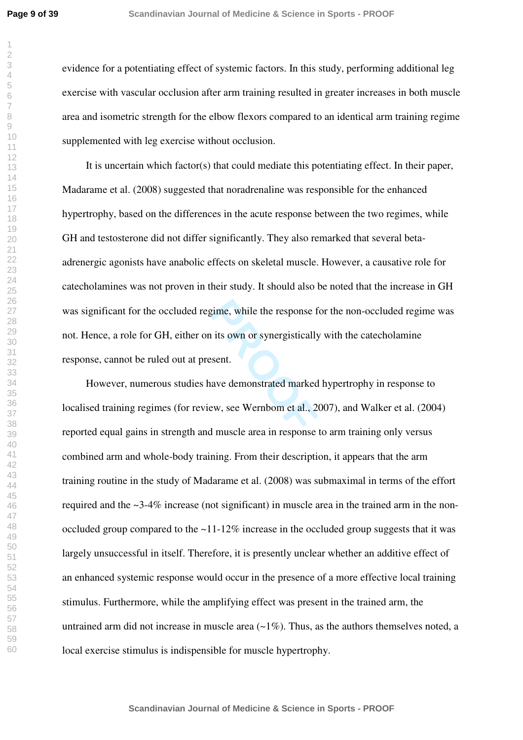evidence for a potentiating effect of systemic factors. In this study, performing additional leg exercise with vascular occlusion after arm training resulted in greater increases in both muscle area and isometric strength for the elbow flexors compared to an identical arm training regime supplemented with leg exercise without occlusion.

It is uncertain which factor(s) that could mediate this potentiating effect. In their paper, Madarame et al. (2008) suggested that noradrenaline was responsible for the enhanced hypertrophy, based on the differences in the acute response between the two regimes, while GH and testosterone did not differ significantly. They also remarked that several beta-adrenergic agonists have anabolic effects on skeletal muscle. However, a causative role for catecholamines was not proven in their study. It should also be noted that the increase in GH was significant for the occluded regime, while the response for the non-occluded regime was not. Hence, a role for GH, either on its own or synergistically with the catecholamine response, cannot be ruled out at present.

However, numerous studies have demonstrated marked hypertrophy in response to localised training regimes (for review, see Wernbom et al., 2007), and Walker et al. (2004) reported equal gains in strength and muscle area in response to arm training only versus combined arm and whole-body training. From their description, it appears that the arm training routine in the study of Madarame et al. (2008) was submaximal in terms of the effort required and the ~3-4% increase (not significant) in muscle area in the trained arm in the non-occluded group compared to the ~11-12% increase in the occluded group suggests that it was largely unsuccessful in itself. Therefore, it is presently unclear whether an additive effect of an enhanced systemic response would occur in the presence of a more effective local training stimulus. Furthermore, while the amplifying effect was present in the trained arm, the untrained arm did not increase in muscle area (~1%). Thus, as the authors themselves noted, a local exercise stimulus is indispensible for muscle hypertrophy.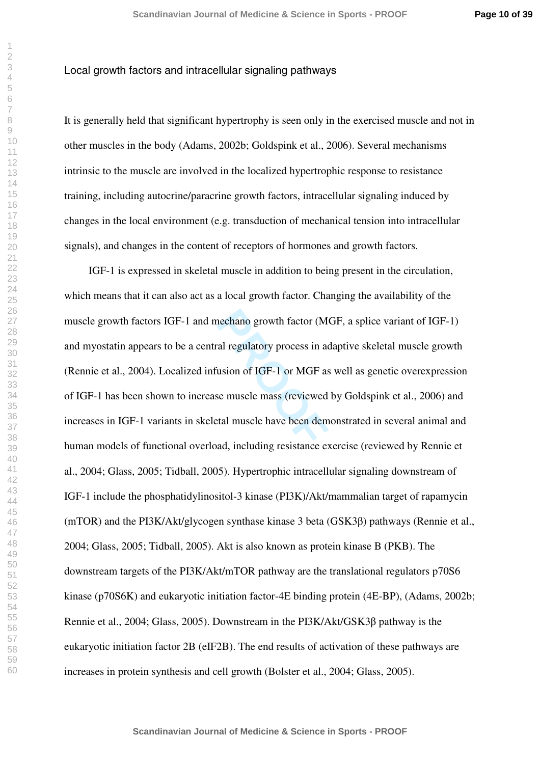## Local growth factors and intracellular signaling pathways

It is generally held that significant hypertrophy is seen only in the exercised muscle and not in other muscles in the body (Adams, 2002b; Goldspink et al., 2006). Several mechanisms intrinsic to the muscle are involved in the localized hypertrophic response to resistance training, including autocrine/paracrine growth factors, intracellular signaling induced by changes in the local environment (e.g. transduction of mechanical tension into intracellular signals), and changes in the content of receptors of hormones and growth factors.

IGF-1 is expressed in skeletal muscle in addition to being present in the circulation, which means that it can also act as a local growth factor. Changing the availability of the muscle growth factors IGF-1 and mechano growth factor (MGF, a splice variant of IGF-1) and myostatin appears to be a central regulatory process in adaptive skeletal muscle growth (Rennie et al., 2004). Localized infusion of IGF-1 or MGF as well as genetic overexpression of IGF-1 has been shown to increase muscle mass (reviewed by Goldspink et al., 2006) and increases in IGF-1 variants in skeletal muscle have been demonstrated in several animal and human models of functional overload, including resistance exercise (reviewed by Rennie et al., 2004; Glass, 2005; Tidball, 2005). Hypertrophic intracellular signaling downstream of IGF-1 include the phosphatidylinositol-3 kinase (PI3K)/Akt/mammalian target of rapamycin (mTOR) and the PI3K/Akt/glycogen synthase kinase 3 beta (GSK3β) pathways (Rennie et al., 2004; Glass, 2005; Tidball, 2005). Akt is also known as protein kinase B (PKB). The downstream targets of the PI3K/Akt/mTOR pathway are the translational regulators p70S6 kinase (p70S6K) and eukaryotic initiation factor-4E binding protein (4E-BP), (Adams, 2002b; Rennie et al., 2004; Glass, 2005). Downstream in the PI3K/Akt/GSK3β pathway is the eukaryotic initiation factor 2B (eIF2B). The end results of activation of these pathways are increases in protein synthesis and cell growth (Bolster et al., 2004; Glass, 2005).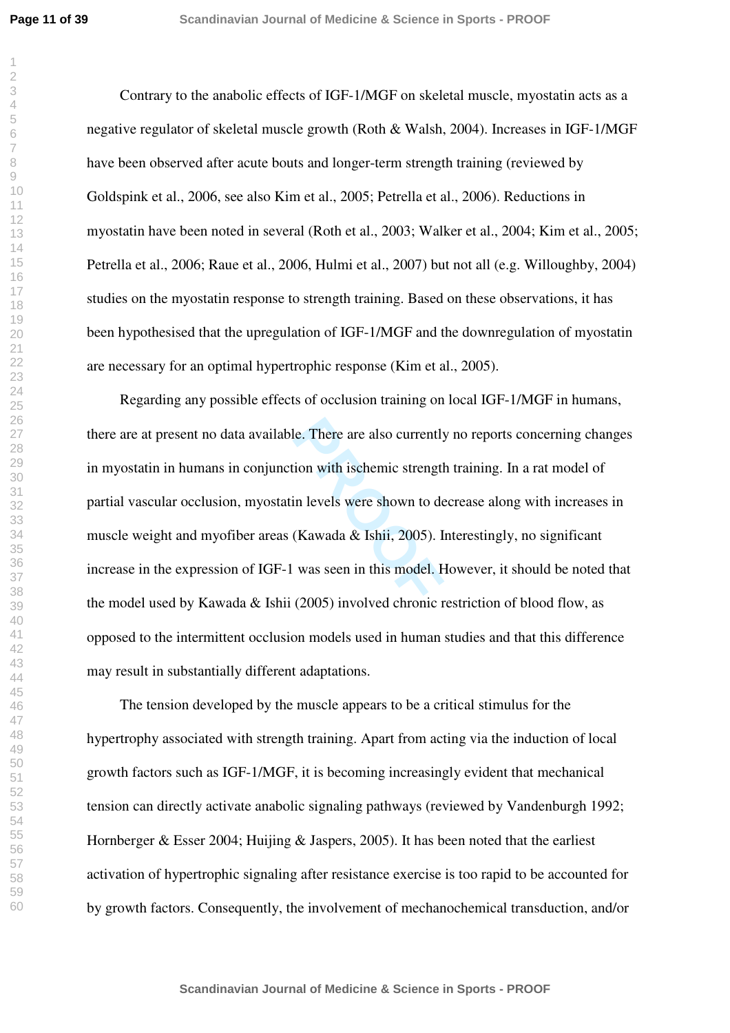Contrary to the anabolic effects of IGF-1/MGF on skeletal muscle, myostatin acts as a negative regulator of skeletal muscle growth (Roth & Walsh, 2004). Increases in IGF-1/MGF have been observed after acute bouts and longer-term strength training (reviewed by Goldspink et al., 2006, see also Kim et al., 2005; Petrella et al., 2006). Reductions in myostatin have been noted in several (Roth et al., 2003; Walker et al., 2004; Kim et al., 2005; Petrella et al., 2006; Raue et al., 2006, Hulmi et al., 2007) but not all (e.g. Willoughby, 2004) studies on the myostatin response to strength training. Based on these observations, it has been hypothesised that the upregulation of IGF-1/MGF and the downregulation of myostatin are necessary for an optimal hypertrophic response (Kim et al., 2005).

Regarding any possible effects of occlusion training on local IGF-1/MGF in humans, there are at present no data available. There are also currently no reports concerning changes in myostatin in humans in conjunction with ischemic strength training. In a rat model of partial vascular occlusion, myostatin levels were shown to decrease along with increases in muscle weight and myofiber areas (Kawada & Ishii, 2005). Interestingly, no significant increase in the expression of IGF-1 was seen in this model. However, it should be noted that the model used by Kawada & Ishii (2005) involved chronic restriction of blood flow, as opposed to the intermittent occlusion models used in human studies and that this difference may result in substantially different adaptations.

The tension developed by the muscle appears to be a critical stimulus for the hypertrophy associated with strength training. Apart from acting via the induction of local growth factors such as IGF-1/MGF, it is becoming increasingly evident that mechanical tension can directly activate anabolic signaling pathways (reviewed by Vandenburgh 1992; Hornberger & Esser 2004; Huijing & Jaspers, 2005). It has been noted that the earliest activation of hypertrophic signaling after resistance exercise is too rapid to be accounted for by growth factors. Consequently, the involvement of mechanochemical transduction, and/or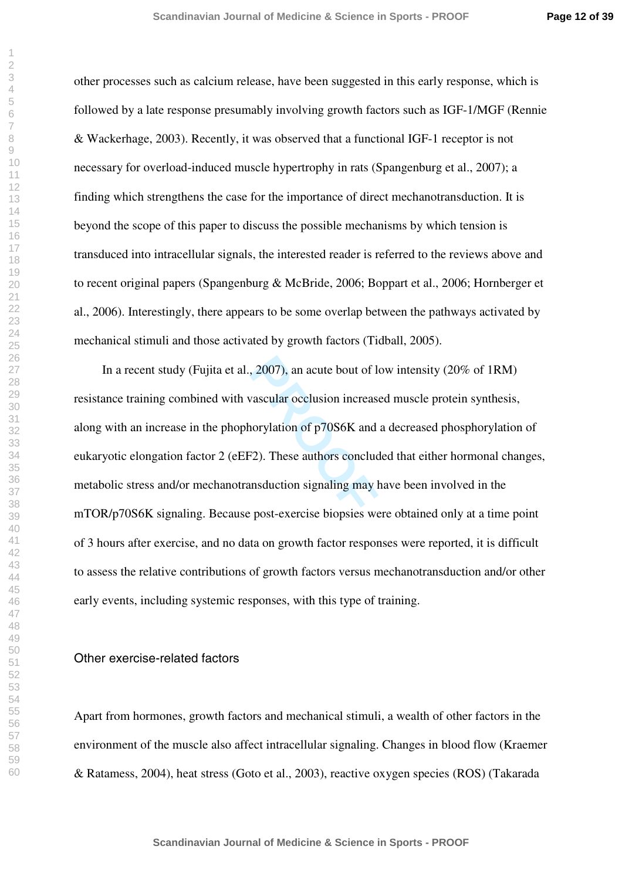other processes such as calcium release, have been suggested in this early response, which is followed by a late response presumably involving growth factors such as IGF-1/MGF (Rennie & Wackerhage, 2003). Recently, it was observed that a functional IGF-1 receptor is not necessary for overload-induced muscle hypertrophy in rats (Spangenburg et al., 2007); a finding which strengthens the case for the importance of direct mechanotransduction. It is beyond the scope of this paper to discuss the possible mechanisms by which tension is transduced into intracellular signals, the interested reader is referred to the reviews above and to recent original papers (Spangenburg & McBride, 2006; Boppart et al., 2006; Hornberger et al., 2006). Interestingly, there appears to be some overlap between the pathways activated by mechanical stimuli and those activated by growth factors (Tidball, 2005).

In a recent study (Fujita et al., 2007), an acute bout of low intensity (20% of 1RM) resistance training combined with vascular occlusion increased muscle protein synthesis, along with an increase in the phophorylation of p70S6K and a decreased phosphorylation of eukaryotic elongation factor 2 (eEF2). These authors concluded that either hormonal changes, metabolic stress and/or mechanotransduction signaling may have been involved in the mTOR/p70S6K signaling. Because post-exercise biopsies were obtained only at a time point of 3 hours after exercise, and no data on growth factor responses were reported, it is difficult to assess the relative contributions of growth factors versus mechanotransduction and/or other early events, including systemic responses, with this type of training.

## Other exercise-related factors

Apart from hormones, growth factors and mechanical stimuli, a wealth of other factors in the environment of the muscle also affect intracellular signaling. Changes in blood flow (Kraemer & Ratamess, 2004), heat stress (Goto et al., 2003), reactive oxygen species (ROS) (Takarada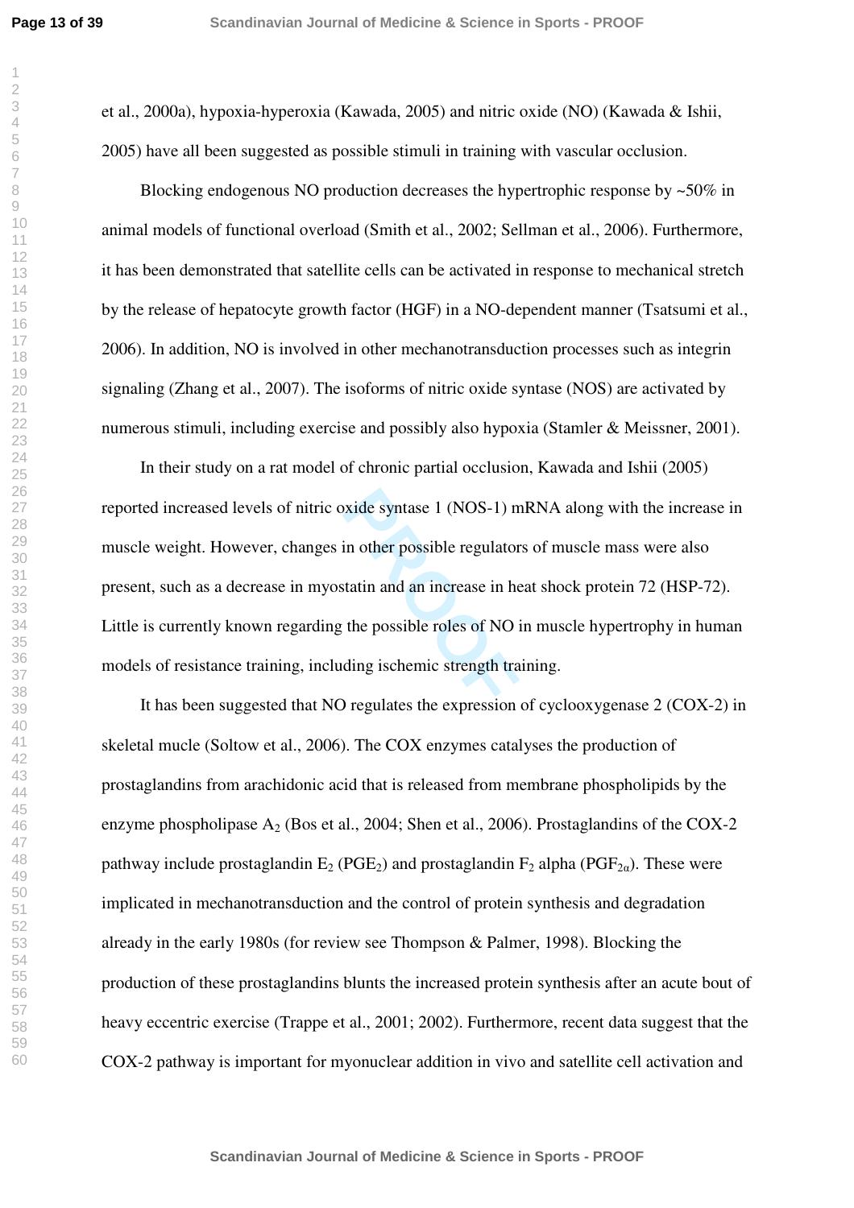et al., 2000a), hypoxia-hyperoxia (Kawada, 2005) and nitric oxide (NO) (Kawada & Ishii, 2005) have all been suggested as possible stimuli in training with vascular occlusion.

Blocking endogenous NO production decreases the hypertrophic response by ~50% in animal models of functional overload (Smith et al., 2002; Sellman et al., 2006). Furthermore, it has been demonstrated that satellite cells can be activated in response to mechanical stretch by the release of hepatocyte growth factor (HGF) in a NO-dependent manner (Tsatsumi et al., 2006). In addition, NO is involved in other mechanotransduction processes such as integrin signaling (Zhang et al., 2007). The isoforms of nitric oxide syntase (NOS) are activated by numerous stimuli, including exercise and possibly also hypoxia (Stamler & Meissner, 2001).

In their study on a rat model of chronic partial occlusion, Kawada and Ishii (2005) reported increased levels of nitric oxide syntase 1 (NOS-1) mRNA along with the increase in muscle weight. However, changes in other possible regulators of muscle mass were also present, such as a decrease in myostatin and an increase in heat shock protein 72 (HSP-72). Little is currently known regarding the possible roles of NO in muscle hypertrophy in human models of resistance training, including ischemic strength training.

It has been suggested that NO regulates the expression of cyclooxygenase 2 (COX-2) in skeletal mucle (Soltow et al., 2006). The COX enzymes catalyses the production of prostaglandins from arachidonic acid that is released from membrane phospholipids by the enzyme phospholipase $A_2$ (Bos et al., 2004; Shen et al., 2006). Prostaglandins of the COX-2 pathway include prostaglandin $E_2$ ($PGE_2$) and prostaglandin $F_2$ alpha ($PGF_{2\alpha}$). These were implicated in mechanotransduction and the control of protein synthesis and degradation already in the early 1980s (for review see Thompson & Palmer, 1998). Blocking the production of these prostaglandins blunts the increased protein synthesis after an acute bout of heavy eccentric exercise (Trappe et al., 2001; 2002). Furthermore, recent data suggest that the COX-2 pathway is important for myonuclear addition in vivo and satellite cell activation and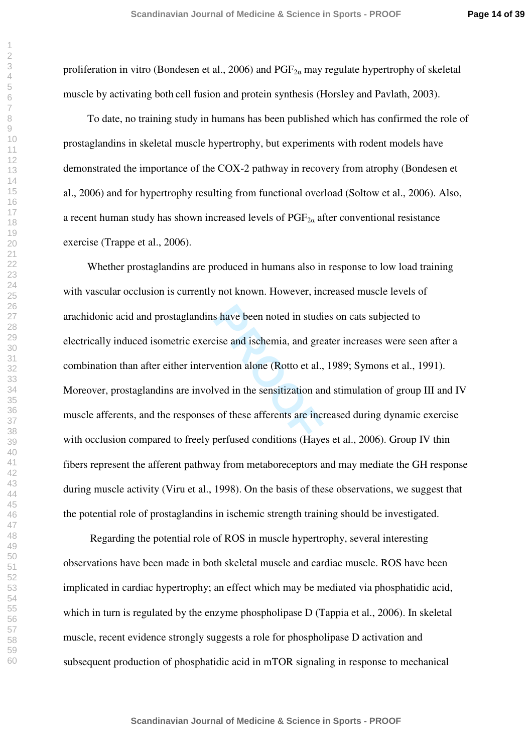proliferation in vitro (Bondesen et al., 2006) and $PGF_{2\alpha}$ may regulate hypertrophy of skeletal muscle by activating both cell fusion and protein synthesis (Horsley and Pavlath, 2003).

To date, no training study in humans has been published which has confirmed the role of prostaglandins in skeletal muscle hypertrophy, but experiments with rodent models have demonstrated the importance of the COX-2 pathway in recovery from atrophy (Bondesen et al., 2006) and for hypertrophy resulting from functional overload (Soltow et al., 2006). Also, a recent human study has shown increased levels of $PGF_{2\alpha}$ after conventional resistance exercise (Trappe et al., 2006).

Whether prostaglandins are produced in humans also in response to low load training with vascular occlusion is currently not known. However, increased muscle levels of arachidonic acid and prostaglandins have been noted in studies on cats subjected to electrically induced isometric exercise and ischemia, and greater increases were seen after a combination than after either intervention alone (Rotto et al., 1989; Symons et al., 1991). Moreover, prostaglandins are involved in the sensitization and stimulation of group III and IV muscle afferents, and the responses of these afferents are increased during dynamic exercise with occlusion compared to freely perfused conditions (Hayes et al., 2006). Group IV thin fibers represent the afferent pathway from metaboreceptors and may mediate the GH response during muscle activity (Viru et al., 1998). On the basis of these observations, we suggest that the potential role of prostaglandins in ischemic strength training should be investigated.

Regarding the potential role of ROS in muscle hypertrophy, several interesting observations have been made in both skeletal muscle and cardiac muscle. ROS have been implicated in cardiac hypertrophy; an effect which may be mediated via phosphatidic acid, which in turn is regulated by the enzyme phospholipase D (Tappia et al., 2006). In skeletal muscle, recent evidence strongly suggests a role for phospholipase D activation and subsequent production of phosphatidic acid in mTOR signaling in response to mechanical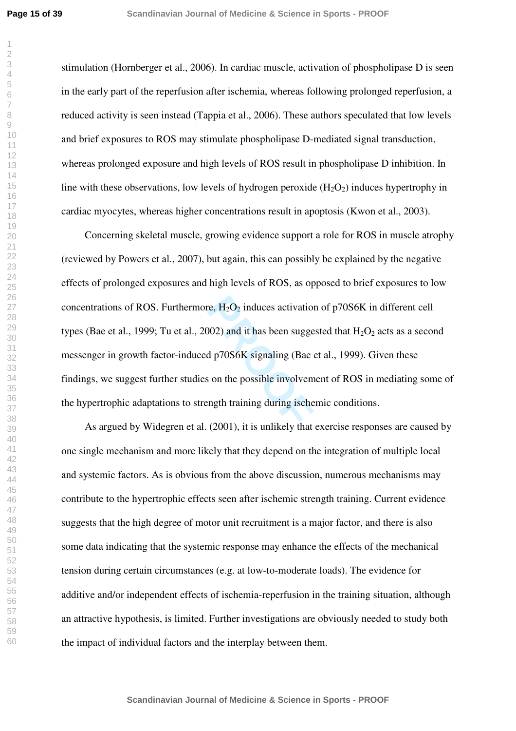stimulation (Hornberger et al., 2006). In cardiac muscle, activation of phospholipase D is seen in the early part of the reperfusion after ischemia, whereas following prolonged reperfusion, a reduced activity is seen instead (Tappia et al., 2006). These authors speculated that low levels and brief exposures to ROS may stimulate phospholipase D-mediated signal transduction, whereas prolonged exposure and high levels of ROS result in phospholipase D inhibition. In line with these observations, low levels of hydrogen peroxide ($H_2O_2$) induces hypertrophy in cardiac myocytes, whereas higher concentrations result in apoptosis (Kwon et al., 2003).

Concerning skeletal muscle, growing evidence support a role for ROS in muscle atrophy (reviewed by Powers et al., 2007), but again, this can possibly be explained by the negative effects of prolonged exposures and high levels of ROS, as opposed to brief exposures to low concentrations of ROS. Furthermore, $H_2O_2$ induces activation of p70S6K in different cell types (Bae et al., 1999; Tu et al., 2002) and it has been suggested that $H_2O_2$ acts as a second messenger in growth factor-induced p70S6K signaling (Bae et al., 1999). Given these findings, we suggest further studies on the possible involvement of ROS in mediating some of the hypertrophic adaptations to strength training during ischemic conditions.

As argued by Widegren et al. (2001), it is unlikely that exercise responses are caused by one single mechanism and more likely that they depend on the integration of multiple local and systemic factors. As is obvious from the above discussion, numerous mechanisms may contribute to the hypertrophic effects seen after ischemic strength training. Current evidence suggests that the high degree of motor unit recruitment is a major factor, and there is also some data indicating that the systemic response may enhance the effects of the mechanical tension during certain circumstances (e.g. at low-to-moderate loads). The evidence for additive and/or independent effects of ischemia-reperfusion in the training situation, although an attractive hypothesis, is limited. Further investigations are obviously needed to study both the impact of individual factors and the interplay between them.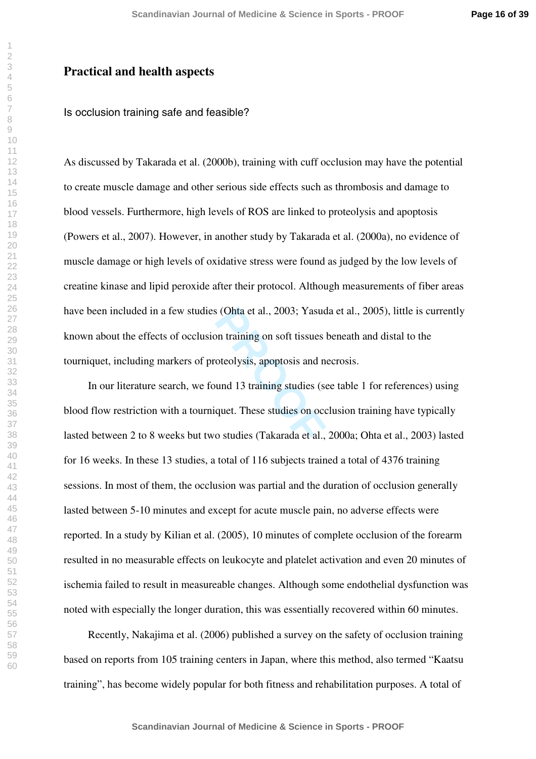## Practical and health aspects

### Is occlusion training safe and feasible?

As discussed by Takarada et al. (2000b), training with cuff occlusion may have the potential to create muscle damage and other serious side effects such as thrombosis and damage to blood vessels. Furthermore, high levels of ROS are linked to proteolysis and apoptosis (Powers et al., 2007). However, in another study by Takarada et al. (2000a), no evidence of muscle damage or high levels of oxidative stress were found as judged by the low levels of creatine kinase and lipid peroxide after their protocol. Although measurements of fiber areas have been included in a few studies (Ohta et al., 2003; Yasuda et al., 2005), little is currently known about the effects of occlusion training on soft tissues beneath and distal to the tourniquet, including markers of proteolysis, apoptosis and necrosis.

In our literature search, we found 13 training studies (see table 1 for references) using blood flow restriction with a tourniquet. These studies on occlusion training have typically lasted between 2 to 8 weeks but two studies (Takarada et al., 2000a; Ohta et al., 2003) lasted for 16 weeks. In these 13 studies, a total of 116 subjects trained a total of 4376 training sessions. In most of them, the occlusion was partial and the duration of occlusion generally lasted between 5-10 minutes and except for acute muscle pain, no adverse effects were reported. In a study by Kilian et al. (2005), 10 minutes of complete occlusion of the forearm resulted in no measurable effects on leukocyte and platelet activation and even 20 minutes of ischemia failed to result in measureable changes. Although some endothelial dysfunction was noted with especially the longer duration, this was essentially recovered within 60 minutes.

Recently, Nakajima et al. (2006) published a survey on the safety of occlusion training based on reports from 105 training centers in Japan, where this method, also termed "Kaatsu training", has become widely popular for both fitness and rehabilitation purposes. A total of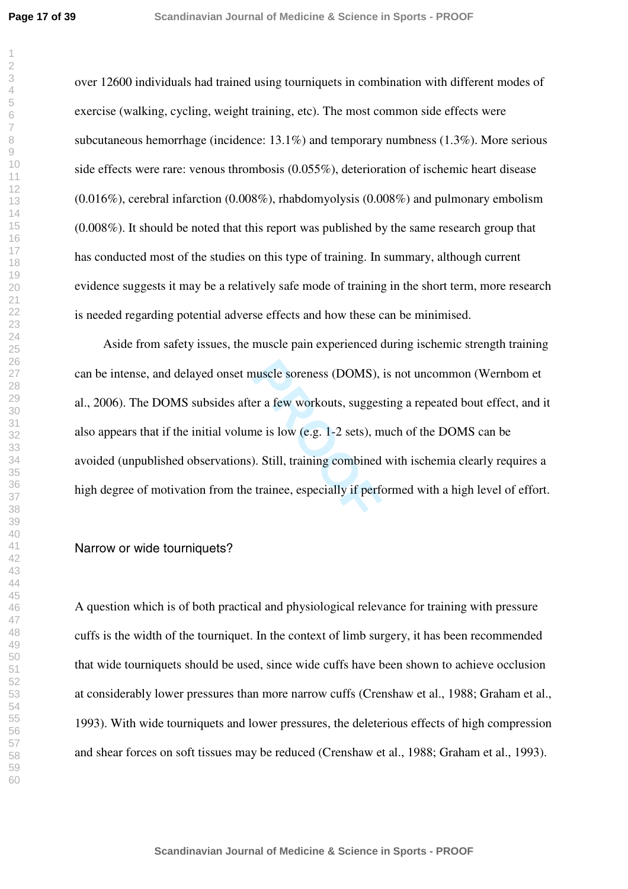over 12600 individuals had trained using tourniquets in combination with different modes of exercise (walking, cycling, weight training, etc). The most common side effects were subcutaneous hemorrhage (incidence: 13.1%) and temporary numbness (1.3%). More serious side effects were rare: venous thrombosis (0.055%), deterioration of ischemic heart disease (0.016%), cerebral infarction (0.008%), rhabdomyolysis (0.008%) and pulmonary embolism (0.008%). It should be noted that this report was published by the same research group that has conducted most of the studies on this type of training. In summary, although current evidence suggests it may be a relatively safe mode of training in the short term, more research is needed regarding potential adverse effects and how these can be minimised.

Aside from safety issues, the muscle pain experienced during ischemic strength training can be intense, and delayed onset muscle soreness (DOMS), is not uncommon (Wernbom et al., 2006). The DOMS subsides after a few workouts, suggesting a repeated bout effect, and it also appears that if the initial volume is low (e.g. 1-2 sets), much of the DOMS can be avoided (unpublished observations). Still, training combined with ischemia clearly requires a high degree of motivation from the trainee, especially if performed with a high level of effort.

## Narrow or wide tourniquets?

A question which is of both practical and physiological relevance for training with pressure cuffs is the width of the tourniquet. In the context of limb surgery, it has been recommended that wide tourniquets should be used, since wide cuffs have been shown to achieve occlusion at considerably lower pressures than more narrow cuffs (Crenshaw et al., 1988; Graham et al., 1993). With wide tourniquets and lower pressures, the deleterious effects of high compression and shear forces on soft tissues may be reduced (Crenshaw et al., 1988; Graham et al., 1993).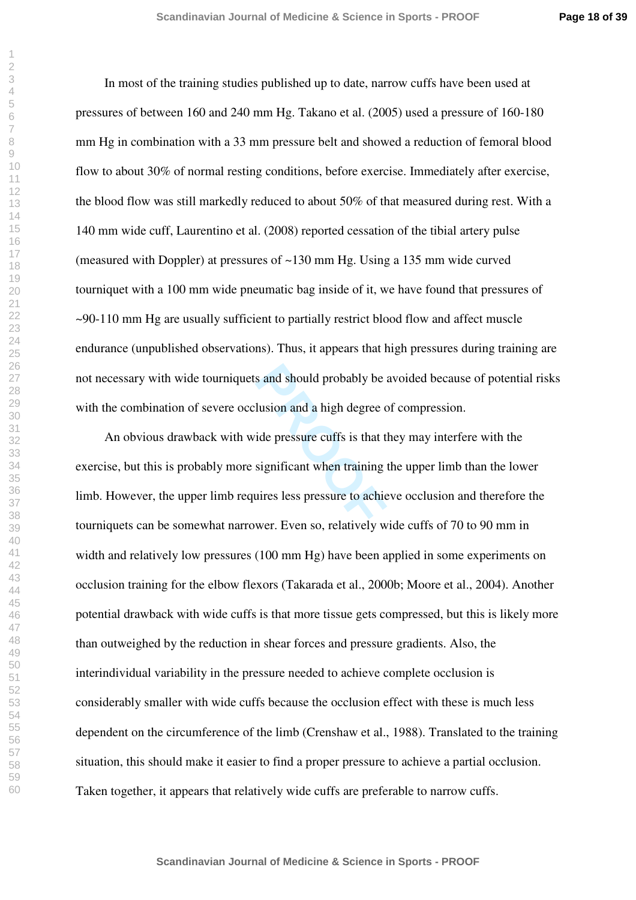In most of the training studies published up to date, narrow cuffs have been used at pressures of between 160 and 240 mm Hg. Takano et al. (2005) used a pressure of 160-180 mm Hg in combination with a 33 mm pressure belt and showed a reduction of femoral blood flow to about 30% of normal resting conditions, before exercise. Immediately after exercise, the blood flow was still markedly reduced to about 50% of that measured during rest. With a 140 mm wide cuff, Laurentino et al. (2008) reported cessation of the tibial artery pulse (measured with Doppler) at pressures of ~130 mm Hg. Using a 135 mm wide curved tourniquet with a 100 mm wide pneumatic bag inside of it, we have found that pressures of ~90-110 mm Hg are usually sufficient to partially restrict blood flow and affect muscle endurance (unpublished observations). Thus, it appears that high pressures during training are not necessary with wide tourniquets and should probably be avoided because of potential risks with the combination of severe occlusion and a high degree of compression.

An obvious drawback with wide pressure cuffs is that they may interfere with the exercise, but this is probably more significant when training the upper limb than the lower limb. However, the upper limb requires less pressure to achieve occlusion and therefore the tourniquets can be somewhat narrower. Even so, relatively wide cuffs of 70 to 90 mm in width and relatively low pressures (100 mm Hg) have been applied in some experiments on occlusion training for the elbow flexors (Takarada et al., 2000b; Moore et al., 2004). Another potential drawback with wide cuffs is that more tissue gets compressed, but this is likely more than outweighed by the reduction in shear forces and pressure gradients. Also, the interindividual variability in the pressure needed to achieve complete occlusion is considerably smaller with wide cuffs because the occlusion effect with these is much less dependent on the circumference of the limb (Crenshaw et al., 1988). Translated to the training situation, this should make it easier to find a proper pressure to achieve a partial occlusion. Taken together, it appears that relatively wide cuffs are preferable to narrow cuffs.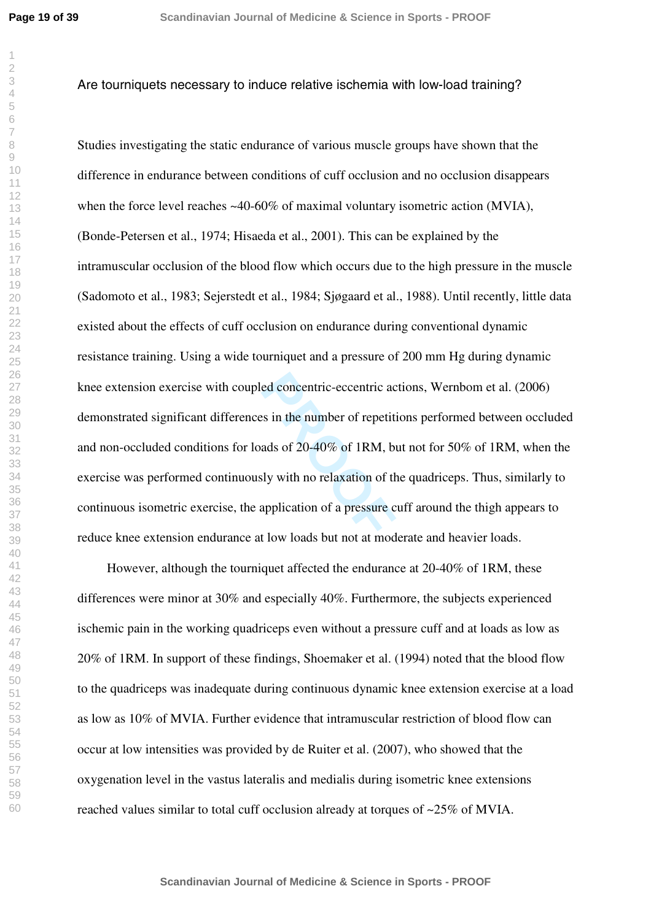## Are tourniquets necessary to induce relative ischemia with low-load training?

Studies investigating the static endurance of various muscle groups have shown that the difference in endurance between conditions of cuff occlusion and no occlusion disappears when the force level reaches ~40-60% of maximal voluntary isometric action (MVIA), (Bonde-Petersen et al., 1974; Hisaeda et al., 2001). This can be explained by the intramuscular occlusion of the blood flow which occurs due to the high pressure in the muscle (Sadomoto et al., 1983; Sejerstedt et al., 1984; Sjøgaard et al., 1988). Until recently, little data existed about the effects of cuff occlusion on endurance during conventional dynamic resistance training. Using a wide tourniquet and a pressure of 200 mm Hg during dynamic knee extension exercise with coupled concentric-eccentric actions, Wernbom et al. (2006) demonstrated significant differences in the number of repetitions performed between occluded and non-occluded conditions for loads of 20-40% of 1RM, but not for 50% of 1RM, when the exercise was performed continuously with no relaxation of the quadriceps. Thus, similarly to continuous isometric exercise, the application of a pressure cuff around the thigh appears to reduce knee extension endurance at low loads but not at moderate and heavier loads.

However, although the tourniquet affected the endurance at 20-40% of 1RM, these differences were minor at 30% and especially 40%. Furthermore, the subjects experienced ischemic pain in the working quadriceps even without a pressure cuff and at loads as low as 20% of 1RM. In support of these findings, Shoemaker et al. (1994) noted that the blood flow to the quadriceps was inadequate during continuous dynamic knee extension exercise at a load as low as 10% of MVIA. Further evidence that intramuscular restriction of blood flow can occur at low intensities was provided by de Ruiter et al. (2007), who showed that the oxygenation level in the vastus lateralis and medialis during isometric knee extensions reached values similar to total cuff occlusion already at torques of ~25% of MVIA.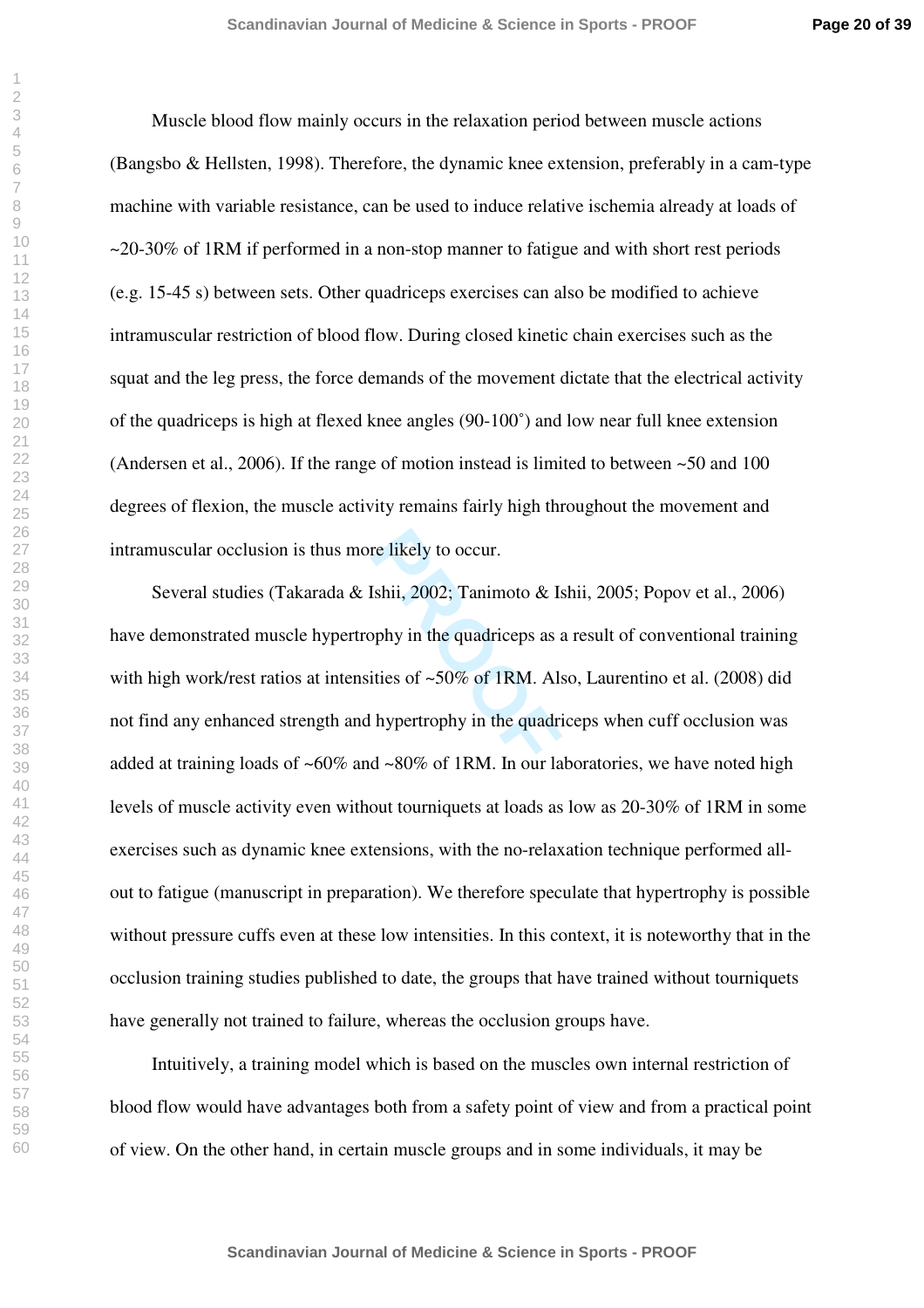Muscle blood flow mainly occurs in the relaxation period between muscle actions (Bangsbo & Hellsten, 1998). Therefore, the dynamic knee extension, preferably in a cam-type machine with variable resistance, can be used to induce relative ischemia already at loads of ~20-30% of 1RM if performed in a non-stop manner to fatigue and with short rest periods (e.g. 15-45 s) between sets. Other quadriceps exercises can also be modified to achieve intramuscular restriction of blood flow. During closed kinetic chain exercises such as the squat and the leg press, the force demands of the movement dictate that the electrical activity of the quadriceps is high at flexed knee angles (90-100˚) and low near full knee extension (Andersen et al., 2006). If the range of motion instead is limited to between ~50 and 100 degrees of flexion, the muscle activity remains fairly high throughout the movement and intramuscular occlusion is thus more likely to occur.

Several studies (Takarada & Ishii, 2002; Tanimoto & Ishii, 2005; Popov et al., 2006) have demonstrated muscle hypertrophy in the quadriceps as a result of conventional training with high work/rest ratios at intensities of ~50% of 1RM. Also, Laurentino et al. (2008) did not find any enhanced strength and hypertrophy in the quadriceps when cuff occlusion was added at training loads of ~60% and ~80% of 1RM. In our laboratories, we have noted high levels of muscle activity even without tourniquets at loads as low as 20-30% of 1RM in some exercises such as dynamic knee extensions, with the no-relaxation technique performed all-out to fatigue (manuscript in preparation). We therefore speculate that hypertrophy is possible without pressure cuffs even at these low intensities. In this context, it is noteworthy that in the occlusion training studies published to date, the groups that have trained without tourniquets have generally not trained to failure, whereas the occlusion groups have.

Intuitively, a training model which is based on the muscles own internal restriction of blood flow would have advantages both from a safety point of view and from a practical point of view. On the other hand, in certain muscle groups and in some individuals, it may be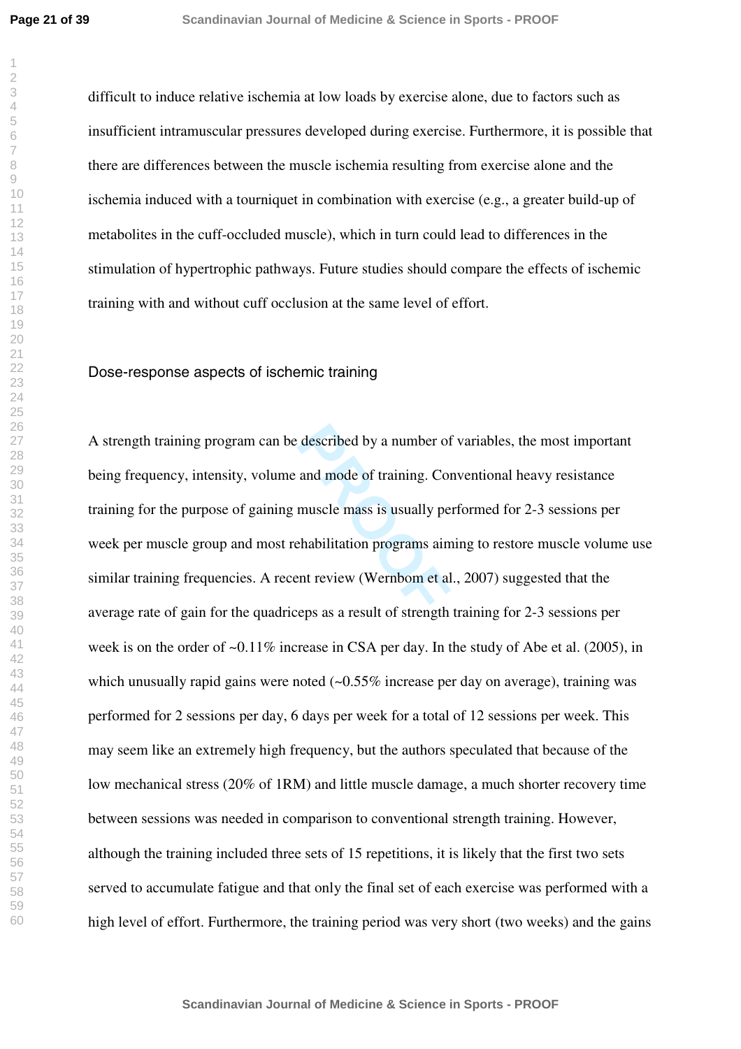difficult to induce relative ischemia at low loads by exercise alone, due to factors such as insufficient intramuscular pressures developed during exercise. Furthermore, it is possible that there are differences between the muscle ischemia resulting from exercise alone and the ischemia induced with a tourniquet in combination with exercise (e.g., a greater build-up of metabolites in the cuff-occluded muscle), which in turn could lead to differences in the stimulation of hypertrophic pathways. Future studies should compare the effects of ischemic training with and without cuff occlusion at the same level of effort.

## Dose-response aspects of ischemic training

A strength training program can be described by a number of variables, the most important being frequency, intensity, volume and mode of training. Conventional heavy resistance training for the purpose of gaining muscle mass is usually performed for 2-3 sessions per week per muscle group and most rehabilitation programs aiming to restore muscle volume use similar training frequencies. A recent review (Wernbom et al., 2007) suggested that the average rate of gain for the quadriceps as a result of strength training for 2-3 sessions per week is on the order of ~0.11% increase in CSA per day. In the study of Abe et al. (2005), in which unusually rapid gains were noted (~0.55% increase per day on average), training was performed for 2 sessions per day, 6 days per week for a total of 12 sessions per week. This may seem like an extremely high frequency, but the authors speculated that because of the low mechanical stress (20% of 1RM) and little muscle damage, a much shorter recovery time between sessions was needed in comparison to conventional strength training. However, although the training included three sets of 15 repetitions, it is likely that the first two sets served to accumulate fatigue and that only the final set of each exercise was performed with a high level of effort. Furthermore, the training period was very short (two weeks) and the gains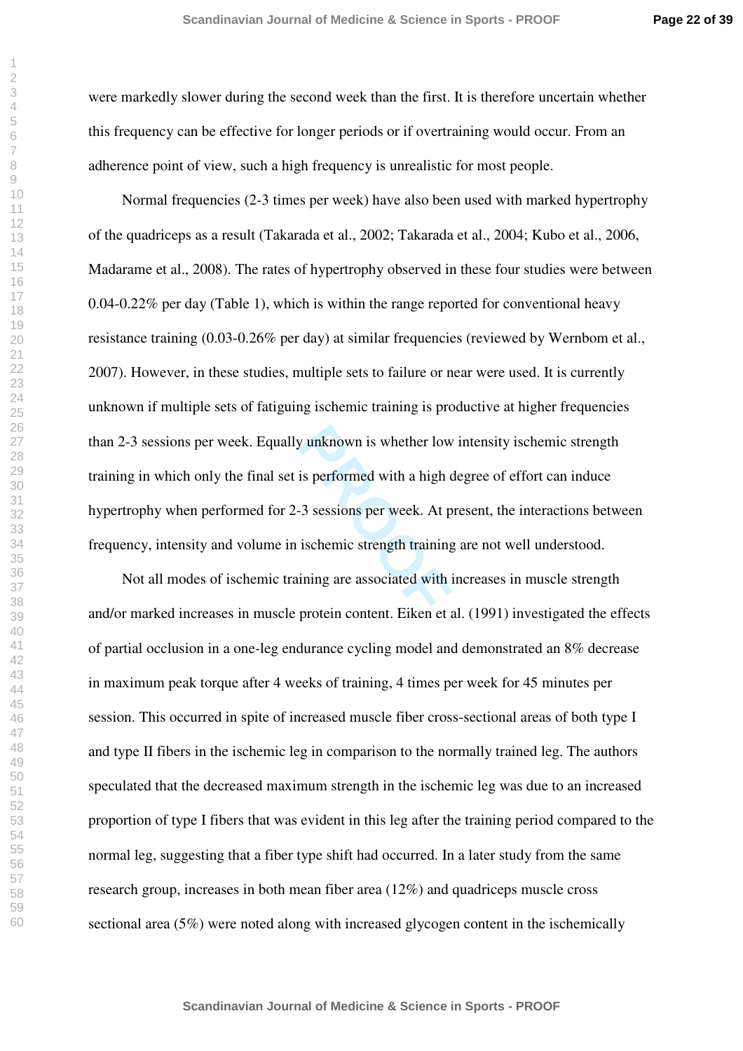were markedly slower during the second week than the first. It is therefore uncertain whether this frequency can be effective for longer periods or if overtraining would occur. From an adherence point of view, such a high frequency is unrealistic for most people.

Normal frequencies (2-3 times per week) have also been used with marked hypertrophy of the quadriceps as a result (Takarada et al., 2002; Takarada et al., 2004; Kubo et al., 2006, Madarame et al., 2008). The rates of hypertrophy observed in these four studies were between 0.04-0.22% per day (Table 1), which is within the range reported for conventional heavy resistance training (0.03-0.26% per day) at similar frequencies (reviewed by Wernbom et al., 2007). However, in these studies, multiple sets to failure or near were used. It is currently unknown if multiple sets of fatiguing ischemic training is productive at higher frequencies than 2-3 sessions per week. Equally unknown is whether low intensity ischemic strength training in which only the final set is performed with a high degree of effort can induce hypertrophy when performed for 2-3 sessions per week. At present, the interactions between frequency, intensity and volume in ischemic strength training are not well understood.

Not all modes of ischemic training are associated with increases in muscle strength and/or marked increases in muscle protein content. Eiken et al. (1991) investigated the effects of partial occlusion in a one-leg endurance cycling model and demonstrated an 8% decrease in maximum peak torque after 4 weeks of training, 4 times per week for 45 minutes per session. This occurred in spite of increased muscle fiber cross-sectional areas of both type I and type II fibers in the ischemic leg in comparison to the normally trained leg. The authors speculated that the decreased maximum strength in the ischemic leg was due to an increased proportion of type I fibers that was evident in this leg after the training period compared to the normal leg, suggesting that a fiber type shift had occurred. In a later study from the same research group, increases in both mean fiber area (12%) and quadriceps muscle cross sectional area (5%) were noted along with increased glycogen content in the ischemically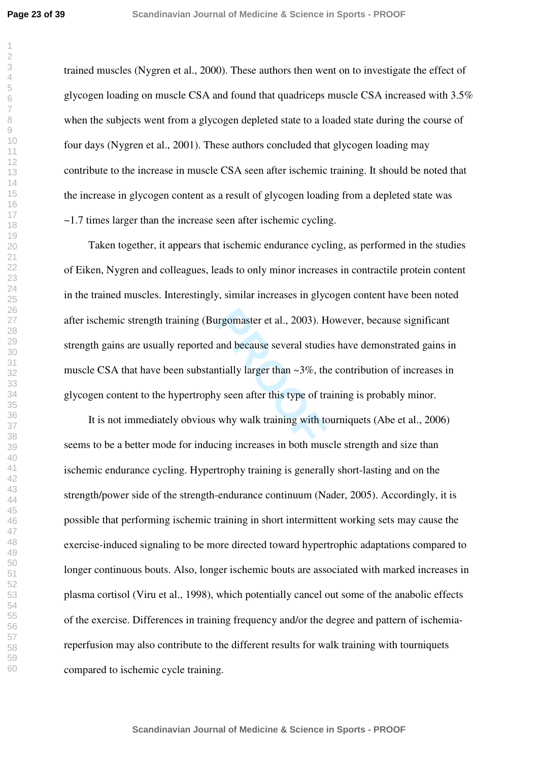trained muscles (Nygren et al., 2000). These authors then went on to investigate the effect of glycogen loading on muscle CSA and found that quadriceps muscle CSA increased with 3.5% when the subjects went from a glycogen depleted state to a loaded state during the course of four days (Nygren et al., 2001). These authors concluded that glycogen loading may contribute to the increase in muscle CSA seen after ischemic training. It should be noted that the increase in glycogen content as a result of glycogen loading from a depleted state was ~1.7 times larger than the increase seen after ischemic cycling.

Taken together, it appears that ischemic endurance cycling, as performed in the studies of Eiken, Nygren and colleagues, leads to only minor increases in contractile protein content in the trained muscles. Interestingly, similar increases in glycogen content have been noted after ischemic strength training (Burgomaster et al., 2003). However, because significant strength gains are usually reported and because several studies have demonstrated gains in muscle CSA that have been substantially larger than ~3%, the contribution of increases in glycogen content to the hypertrophy seen after this type of training is probably minor.

It is not immediately obvious why walk training with tourniquets (Abe et al., 2006) seems to be a better mode for inducing increases in both muscle strength and size than ischemic endurance cycling. Hypertrophy training is generally short-lasting and on the strength/power side of the strength-endurance continuum (Nader, 2005). Accordingly, it is possible that performing ischemic training in short intermittent working sets may cause the exercise-induced signaling to be more directed toward hypertrophic adaptations compared to longer continuous bouts. Also, longer ischemic bouts are associated with marked increases in plasma cortisol (Viru et al., 1998), which potentially cancel out some of the anabolic effects of the exercise. Differences in training frequency and/or the degree and pattern of ischemia-reperfusion may also contribute to the different results for walk training with tourniquets compared to ischemic cycle training.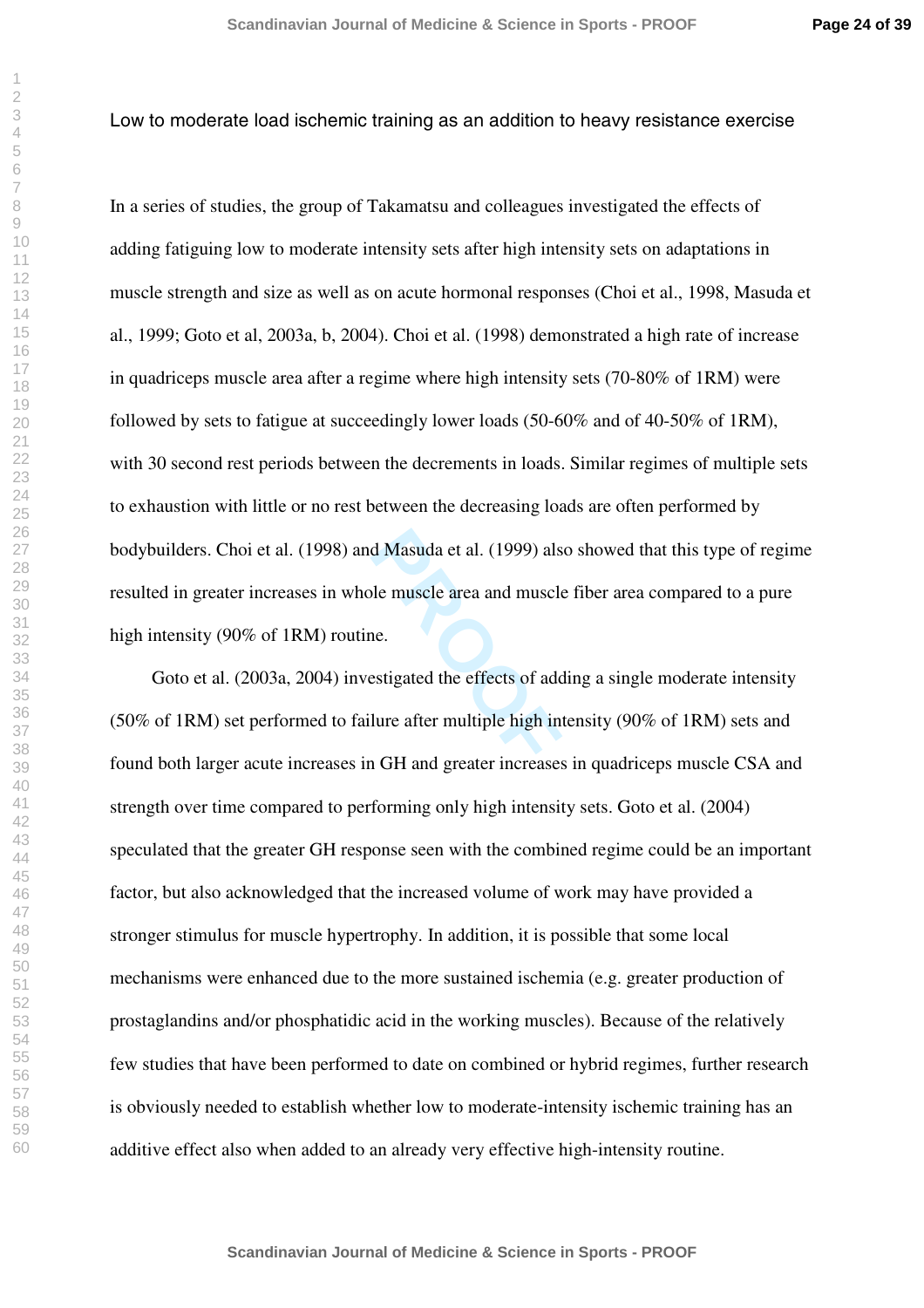## Low to moderate load ischemic training as an addition to heavy resistance exercise

In a series of studies, the group of Takamatsu and colleagues investigated the effects of adding fatiguing low to moderate intensity sets after high intensity sets on adaptations in muscle strength and size as well as on acute hormonal responses (Choi et al., 1998, Masuda et al., 1999; Goto et al, 2003a, b, 2004). Choi et al. (1998) demonstrated a high rate of increase in quadriceps muscle area after a regime where high intensity sets (70-80% of 1RM) were followed by sets to fatigue at succeedingly lower loads (50-60% and of 40-50% of 1RM), with 30 second rest periods between the decrements in loads. Similar regimes of multiple sets to exhaustion with little or no rest between the decreasing loads are often performed by bodybuilders. Choi et al. (1998) and Masuda et al. (1999) also showed that this type of regime resulted in greater increases in whole muscle area and muscle fiber area compared to a pure high intensity (90% of 1RM) routine.

Goto et al. (2003a, 2004) investigated the effects of adding a single moderate intensity (50% of 1RM) set performed to failure after multiple high intensity (90% of 1RM) sets and found both larger acute increases in GH and greater increases in quadriceps muscle CSA and strength over time compared to performing only high intensity sets. Goto et al. (2004) speculated that the greater GH response seen with the combined regime could be an important factor, but also acknowledged that the increased volume of work may have provided a stronger stimulus for muscle hypertrophy. In addition, it is possible that some local mechanisms were enhanced due to the more sustained ischemia (e.g. greater production of prostaglandins and/or phosphatidic acid in the working muscles). Because of the relatively few studies that have been performed to date on combined or hybrid regimes, further research is obviously needed to establish whether low to moderate-intensity ischemic training has an additive effect also when added to an already very effective high-intensity routine.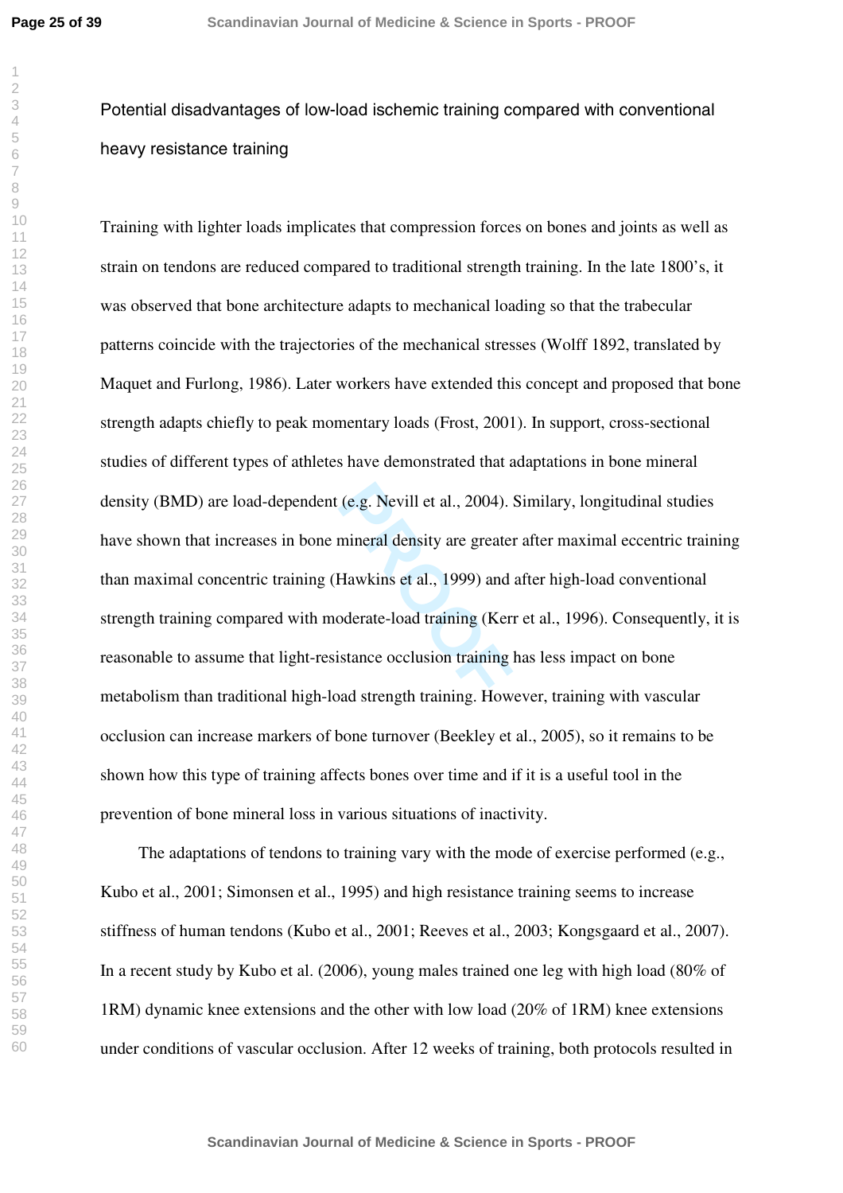## Potential disadvantages of low-load ischemic training compared with conventional heavy resistance training

Training with lighter loads implicates that compression forces on bones and joints as well as strain on tendons are reduced compared to traditional strength training. In the late 1800's, it was observed that bone architecture adapts to mechanical loading so that the trabecular patterns coincide with the trajectories of the mechanical stresses (Wolff 1892, translated by Maquet and Furlong, 1986). Later workers have extended this concept and proposed that bone strength adapts chiefly to peak momentary loads (Frost, 2001). In support, cross-sectional studies of different types of athletes have demonstrated that adaptations in bone mineral density (BMD) are load-dependent (e.g. Nevill et al., 2004). Similary, longitudinal studies have shown that increases in bone mineral density are greater after maximal eccentric training than maximal concentric training (Hawkins et al., 1999) and after high-load conventional strength training compared with moderate-load training (Kerr et al., 1996). Consequently, it is reasonable to assume that light-resistance occlusion training has less impact on bone metabolism than traditional high-load strength training. However, training with vascular occlusion can increase markers of bone turnover (Beekley et al., 2005), so it remains to be shown how this type of training affects bones over time and if it is a useful tool in the prevention of bone mineral loss in various situations of inactivity.

The adaptations of tendons to training vary with the mode of exercise performed (e.g., Kubo et al., 2001; Simonsen et al., 1995) and high resistance training seems to increase stiffness of human tendons (Kubo et al., 2001; Reeves et al., 2003; Kongsgaard et al., 2007). In a recent study by Kubo et al. (2006), young males trained one leg with high load (80% of 1RM) dynamic knee extensions and the other with low load (20% of 1RM) knee extensions under conditions of vascular occlusion. After 12 weeks of training, both protocols resulted in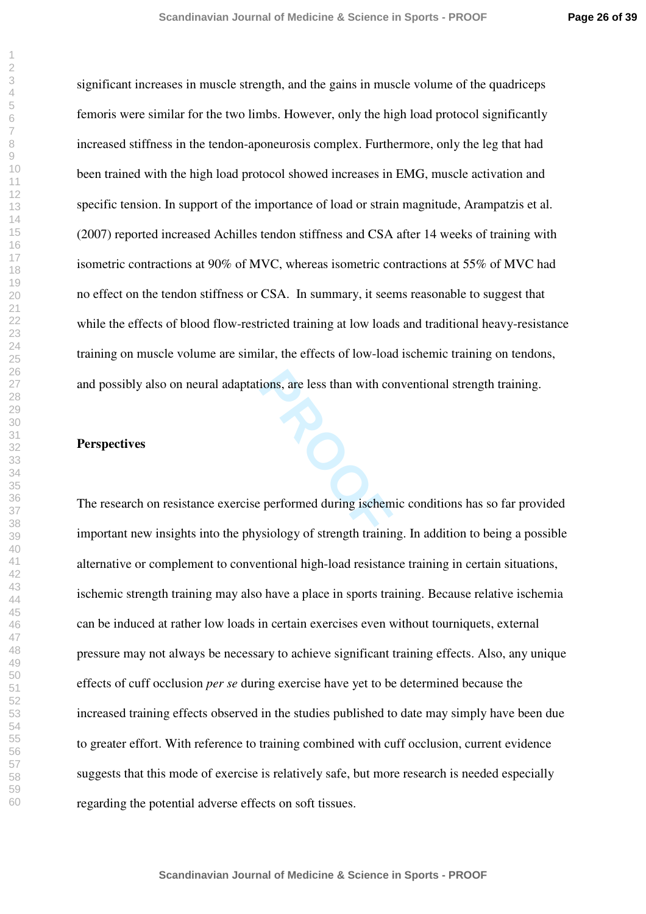significant increases in muscle strength, and the gains in muscle volume of the quadriceps femoris were similar for the two limbs. However, only the high load protocol significantly increased stiffness in the tendon-aponeurosis complex. Furthermore, only the leg that had been trained with the high load protocol showed increases in EMG, muscle activation and specific tension. In support of the importance of load or strain magnitude, Arampatzis et al. (2007) reported increased Achilles tendon stiffness and CSA after 14 weeks of training with isometric contractions at 90% of MVC, whereas isometric contractions at 55% of MVC had no effect on the tendon stiffness or CSA. In summary, it seems reasonable to suggest that while the effects of blood flow-restricted training at low loads and traditional heavy-resistance training on muscle volume are similar, the effects of low-load ischemic training on tendons, and possibly also on neural adaptations, are less than with conventional strength training.

**Perspectives**

The research on resistance exercise performed during ischemic conditions has so far provided important new insights into the physiology of strength training. In addition to being a possible alternative or complement to conventional high-load resistance training in certain situations, ischemic strength training may also have a place in sports training. Because relative ischemia can be induced at rather low loads in certain exercises even without tourniquets, external pressure may not always be necessary to achieve significant training effects. Also, any unique effects of cuff occlusion *per se* during exercise have yet to be determined because the increased training effects observed in the studies published to date may simply have been due to greater effort. With reference to training combined with cuff occlusion, current evidence suggests that this mode of exercise is relatively safe, but more research is needed especially regarding the potential adverse effects on soft tissues.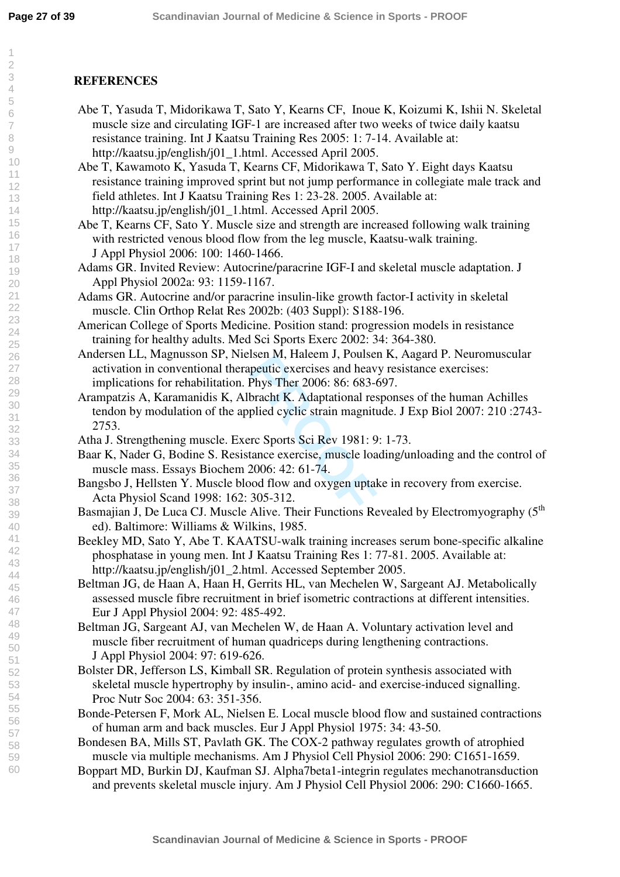## REFERENCES

Abe T, Yasuda T, Midorikawa T, Sato Y, Kearns CF, Inoue K, Koizumi K, Ishii N. Skeletal muscle size and circulating IGF-1 are increased after two weeks of twice daily kaatsu resistance training. Int J Kaatsu Training Res 2005: 1: 7-14. Available at: http://kaatsu.jp/english/j01_1.html. Accessed April 2005.

Abe T, Kawamoto K, Yasuda T, Kearns CF, Midorikawa T, Sato Y. Eight days Kaatsu resistance training improved sprint but not jump performance in collegiate male track and field athletes. Int J Kaatsu Training Res 1: 23-28. 2005. Available at: http://kaatsu.jp/english/j01_1.html. Accessed April 2005.

Abe T, Kearns CF, Sato Y. Muscle size and strength are increased following walk training with restricted venous blood flow from the leg muscle, Kaatsu-walk training. J Appl Physiol 2006: 100: 1460-1466.

Adams GR. Invited Review: Autocrine/paracrine IGF-I and skeletal muscle adaptation. J Appl Physiol 2002a: 93: 1159-1167.

Adams GR. Autocrine and/or paracrine insulin-like growth factor-I activity in skeletal muscle. Clin Orthop Relat Res 2002b: (403 Suppl): S188-196.

American College of Sports Medicine. Position stand: progression models in resistance training for healthy adults. Med Sci Sports Exerc 2002: 34: 364-380.

Andersen LL, Magnusson SP, Nielsen M, Haleem J, Poulsen K, Aagard P. Neuromuscular activation in conventional therapeutic exercises and heavy resistance exercises: implications for rehabilitation. Phys Ther 2006: 86: 683-697.

Arampatzis A, Karamanidis K, Albracht K. Adaptational responses of the human Achilles tendon by modulation of the applied cyclic strain magnitude. J Exp Biol 2007: 210 :2743-2753.

Atha J. Strengthening muscle. Exerc Sports Sci Rev 1981: 9: 1-73.

Baar K, Nader G, Bodine S. Resistance exercise, muscle loading/unloading and the control of muscle mass. Essays Biochem 2006: 42: 61-74.

Bangsbo J, Hellsten Y. Muscle blood flow and oxygen uptake in recovery from exercise. Acta Physiol Scand 1998: 162: 305-312.

Basmajian J, De Luca CJ. Muscle Alive. Their Functions Revealed by Electromyography (5th ed). Baltimore: Williams & Wilkins, 1985.

Beekley MD, Sato Y, Abe T. KAATSU-walk training increases serum bone-specific alkaline phosphatase in young men. Int J Kaatsu Training Res 1: 77-81. 2005. Available at: http://kaatsu.jp/english/j01_2.html. Accessed September 2005.

Beltman JG, de Haan A, Haan H, Gerrits HL, van Mechelen W, Sargeant AJ. Metabolically assessed muscle fibre recruitment in brief isometric contractions at different intensities. Eur J Appl Physiol 2004: 92: 485-492.

Beltman JG, Sargeant AJ, van Mechelen W, de Haan A. Voluntary activation level and muscle fiber recruitment of human quadriceps during lengthening contractions. J Appl Physiol 2004: 97: 619-626.

Bolster DR, Jefferson LS, Kimball SR. Regulation of protein synthesis associated with skeletal muscle hypertrophy by insulin-, amino acid- and exercise-induced signalling. Proc Nutr Soc 2004: 63: 351-356.

Bonde-Petersen F, Mork AL, Nielsen E. Local muscle blood flow and sustained contractions of human arm and back muscles. Eur J Appl Physiol 1975: 34: 43-50.

Bondesen BA, Mills ST, Pavlath GK. The COX-2 pathway regulates growth of atrophied muscle via multiple mechanisms. Am J Physiol Cell Physiol 2006: 290: C1651-1659.

Boppart MD, Burkin DJ, Kaufman SJ. Alpha7beta1-integrin regulates mechanotransduction and prevents skeletal muscle injury. Am J Physiol Cell Physiol 2006: 290: C1660-1665.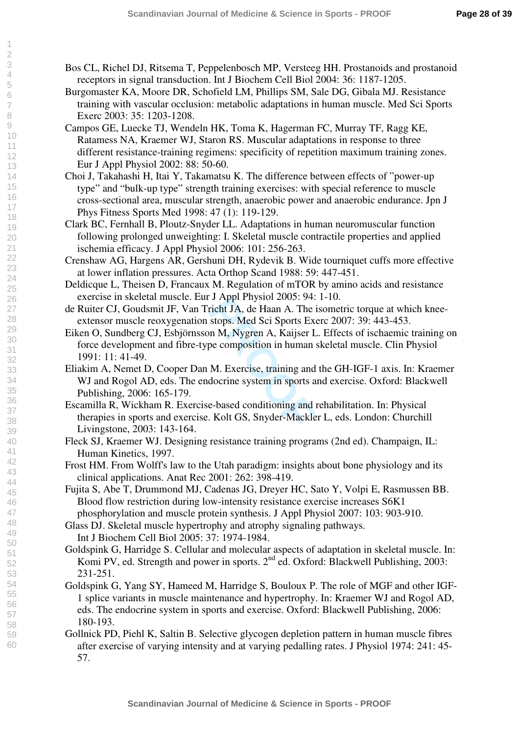Bos CL, Richel DJ, Ritsema T, Peppelenbosch MP, Versteeg HH. Prostanoids and prostanoid receptors in signal transduction. Int J Biochem Cell Biol 2004: 36: 1187-1205.

Burgomaster KA, Moore DR, Schofield LM, Phillips SM, Sale DG, Gibala MJ. Resistance training with vascular occlusion: metabolic adaptations in human muscle. Med Sci Sports Exerc 2003: 35: 1203-1208.

Campos GE, Luecke TJ, Wendeln HK, Toma K, Hagerman FC, Murray TF, Ragg KE, Ratamess NA, Kraemer WJ, Staron RS. Muscular adaptations in response to three different resistance-training regimens: specificity of repetition maximum training zones. Eur J Appl Physiol 2002: 88: 50-60.

Choi J, Takahashi H, Itai Y, Takamatsu K. The difference between effects of "power-up type" and "bulk-up type" strength training exercises: with special reference to muscle cross-sectional area, muscular strength, anaerobic power and anaerobic endurance. Jpn J Phys Fitness Sports Med 1998: 47 (1): 119-129.

Clark BC, Fernhall B, Ploutz-Snyder LL. Adaptations in human neuromuscular function following prolonged unweighting: I. Skeletal muscle contractile properties and applied ischemia efficacy. J Appl Physiol 2006: 101: 256-263.

Crenshaw AG, Hargens AR, Gershuni DH, Rydevik B. Wide tourniquet cuffs more effective at lower inflation pressures. Acta Orthop Scand 1988: 59: 447-451.

Deldicque L, Theisen D, Francaux M. Regulation of mTOR by amino acids and resistance exercise in skeletal muscle. Eur J Appl Physiol 2005: 94: 1-10.

de Ruiter CJ, Goudsmit JF, Van Tricht JA, de Haan A. The isometric torque at which knee-extensor muscle reoxygenation stops. Med Sci Sports Exerc 2007: 39: 443-453.

Eiken O, Sundberg CJ, Esbjörnsson M, Nygren A, Kaijser L. Effects of ischaemic training on force development and fibre-type composition in human skeletal muscle. Clin Physiol 1991: 11: 41-49.

Eliakim A, Nemet D, Cooper Dan M. Exercise, training and the GH-IGF-1 axis. In: Kraemer WJ and Rogol AD, eds. The endocrine system in sports and exercise. Oxford: Blackwell Publishing, 2006: 165-179.

Escamilla R, Wickham R. Exercise-based conditioning and rehabilitation. In: Physical therapies in sports and exercise. Kolt GS, Snyder-Mackler L, eds. London: Churchill Livingstone, 2003: 143-164.

Fleck SJ, Kraemer WJ. Designing resistance training programs (2nd ed). Champaign, IL: Human Kinetics, 1997.

Frost HM. From Wolff's law to the Utah paradigm: insights about bone physiology and its clinical applications. Anat Rec 2001: 262: 398-419.

Fujita S, Abe T, Drummond MJ, Cadenas JG, Dreyer HC, Sato Y, Volpi E, Rasmussen BB. Blood flow restriction during low-intensity resistance exercise increases S6K1 phosphorylation and muscle protein synthesis. J Appl Physiol 2007: 103: 903-910.

Glass DJ. Skeletal muscle hypertrophy and atrophy signaling pathways. Int J Biochem Cell Biol 2005: 37: 1974-1984.

Goldspink G, Harridge S. Cellular and molecular aspects of adaptation in skeletal muscle. In: Komi PV, ed. Strength and power in sports. 2nd ed. Oxford: Blackwell Publishing, 2003: 231-251.

Goldspink G, Yang SY, Hameed M, Harridge S, Bouloux P. The role of MGF and other IGF-1 splice variants in muscle maintenance and hypertrophy. In: Kraemer WJ and Rogol AD, eds. The endocrine system in sports and exercise. Oxford: Blackwell Publishing, 2006: 180-193.

Gollnick PD, Piehl K, Saltin B. Selective glycogen depletion pattern in human muscle fibres after exercise of varying intensity and at varying pedalling rates. J Physiol 1974: 241: 45-57.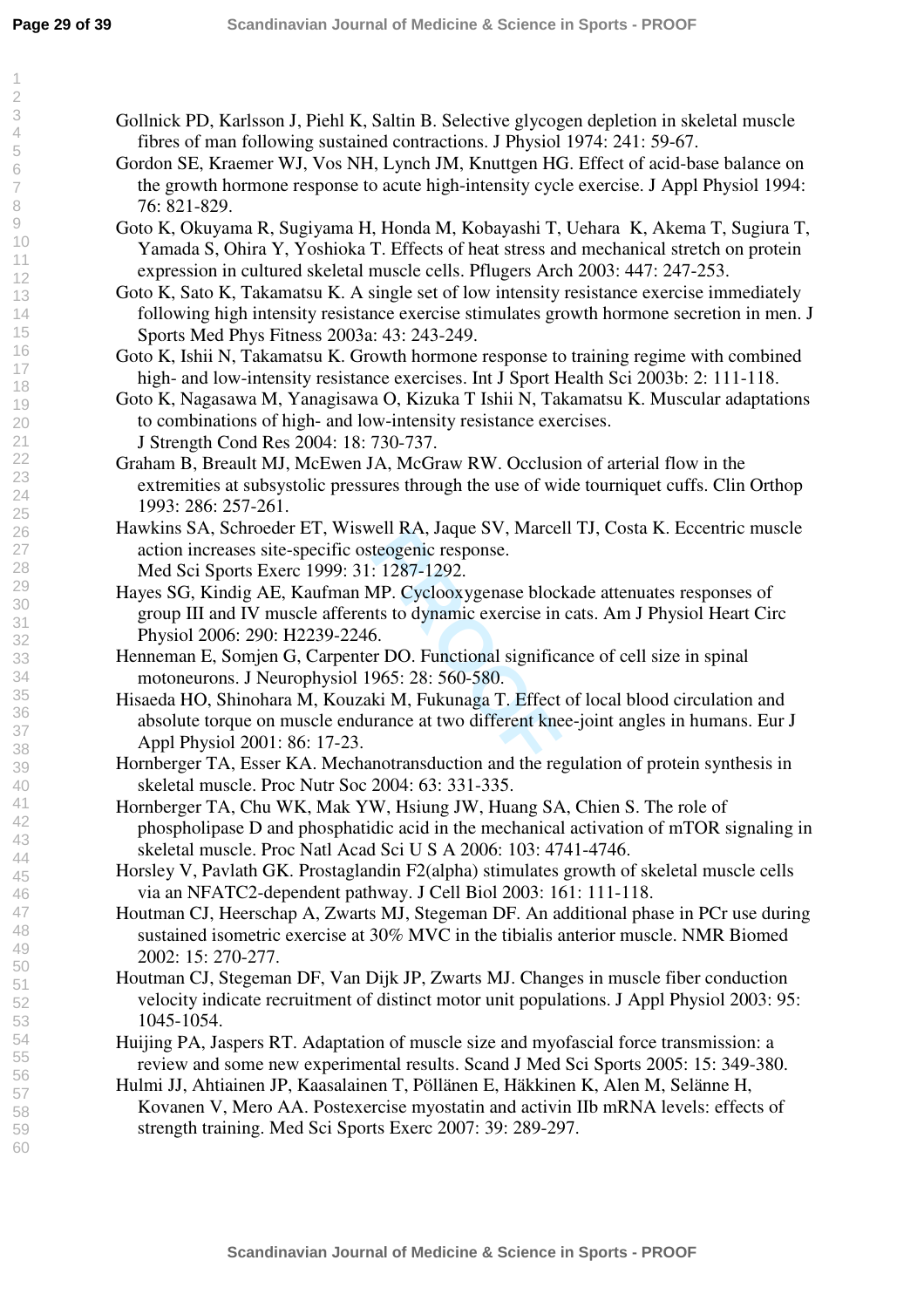Gollnick PD, Karlsson J, Piehl K, Saltin B. Selective glycogen depletion in skeletal muscle fibres of man following sustained contractions. J Physiol 1974: 241: 59-67.

Gordon SE, Kraemer WJ, Vos NH, Lynch JM, Knuttgen HG. Effect of acid-base balance on the growth hormone response to acute high-intensity cycle exercise. J Appl Physiol 1994: 76: 821-829.

Goto K, Okuyama R, Sugiyama H, Honda M, Kobayashi T, Uehara K, Akema T, Sugiura T, Yamada S, Ohira Y, Yoshioka T. Effects of heat stress and mechanical stretch on protein expression in cultured skeletal muscle cells. Pflugers Arch 2003: 447: 247-253.

Goto K, Sato K, Takamatsu K. A single set of low intensity resistance exercise immediately following high intensity resistance exercise stimulates growth hormone secretion in men. J Sports Med Phys Fitness 2003a: 43: 243-249.

Goto K, Ishii N, Takamatsu K. Growth hormone response to training regime with combined high- and low-intensity resistance exercises. Int J Sport Health Sci 2003b: 2: 111-118.

Goto K, Nagasawa M, Yanagisawa O, Kizuka T Ishii N, Takamatsu K. Muscular adaptations to combinations of high- and low-intensity resistance exercises. J Strength Cond Res 2004: 18: 730-737.

Graham B, Breault MJ, McEwen JA, McGraw RW. Occlusion of arterial flow in the extremities at subsystolic pressures through the use of wide tourniquet cuffs. Clin Orthop 1993: 286: 257-261.

Hawkins SA, Schroeder ET, Wiswell RA, Jaque SV, Marcell TJ, Costa K. Eccentric muscle action increases site-specific osteogenic response. Med Sci Sports Exerc 1999: 31: 1287-1292.

Hayes SG, Kindig AE, Kaufman MP. Cyclooxygenase blockade attenuates responses of group III and IV muscle afferents to dynamic exercise in cats. Am J Physiol Heart Circ Physiol 2006: 290: H2239-2246.

Henneman E, Somjen G, Carpenter DO. Functional significance of cell size in spinal motoneurons. J Neurophysiol 1965: 28: 560-580.

Hisaeda HO, Shinohara M, Kouzaki M, Fukunaga T. Effect of local blood circulation and absolute torque on muscle endurance at two different knee-joint angles in humans. Eur J Appl Physiol 2001: 86: 17-23.

Hornberger TA, Esser KA. Mechanotransduction and the regulation of protein synthesis in skeletal muscle. Proc Nutr Soc 2004: 63: 331-335.

Hornberger TA, Chu WK, Mak YW, Hsiung JW, Huang SA, Chien S. The role of phospholipase D and phosphatidic acid in the mechanical activation of mTOR signaling in skeletal muscle. Proc Natl Acad Sci U S A 2006: 103: 4741-4746.

Horsley V, Pavlath GK. Prostaglandin F2(alpha) stimulates growth of skeletal muscle cells via an NFATC2-dependent pathway. J Cell Biol 2003: 161: 111-118.

Houtman CJ, Heerschap A, Zwarts MJ, Stegeman DF. An additional phase in PCr use during sustained isometric exercise at 30% MVC in the tibialis anterior muscle. NMR Biomed 2002: 15: 270-277.

Houtman CJ, Stegeman DF, Van Dijk JP, Zwarts MJ. Changes in muscle fiber conduction velocity indicate recruitment of distinct motor unit populations. J Appl Physiol 2003: 95: 1045-1054.

Huijing PA, Jaspers RT. Adaptation of muscle size and myofascial force transmission: a review and some new experimental results. Scand J Med Sci Sports 2005: 15: 349-380.

Hulmi JJ, Ahtiainen JP, Kaasalainen T, Pöllänen E, Häkkinen K, Alen M, Selänne H, Kovanen V, Mero AA. Postexercise myostatin and activin IIb mRNA levels: effects of strength training. Med Sci Sports Exerc 2007: 39: 289-297.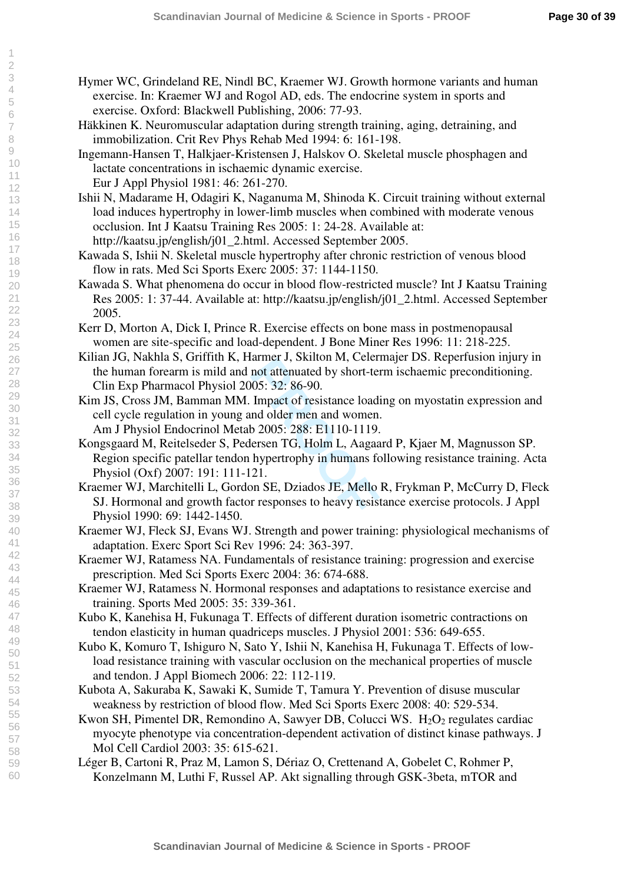Hymer WC, Grindeland RE, Nindl BC, Kraemer WJ. Growth hormone variants and human exercise. In: Kraemer WJ and Rogol AD, eds. The endocrine system in sports and exercise. Oxford: Blackwell Publishing, 2006: 77-93.

Häkkinen K. Neuromuscular adaptation during strength training, aging, detraining, and immobilization. Crit Rev Phys Rehab Med 1994: 6: 161-198.

Ingemann-Hansen T, Halkjaer-Kristensen J, Halskov O. Skeletal muscle phosphagen and lactate concentrations in ischaemic dynamic exercise. Eur J Appl Physiol 1981: 46: 261-270.

Ishii N, Madarame H, Odagiri K, Naganuma M, Shinoda K. Circuit training without external load induces hypertrophy in lower-limb muscles when combined with moderate venous occlusion. Int J Kaatsu Training Res 2005: 1: 24-28. Available at: http://kaatsu.jp/english/j01_2.html. Accessed September 2005.

Kawada S, Ishii N. Skeletal muscle hypertrophy after chronic restriction of venous blood flow in rats. Med Sci Sports Exerc 2005: 37: 1144-1150.

Kawada S. What phenomena do occur in blood flow-restricted muscle? Int J Kaatsu Training Res 2005: 1: 37-44. Available at: http://kaatsu.jp/english/j01_2.html. Accessed September 2005.

Kerr D, Morton A, Dick I, Prince R. Exercise effects on bone mass in postmenopausal women are site-specific and load-dependent. J Bone Miner Res 1996: 11: 218-225.

Kilian JG, Nakhla S, Griffith K, Harmer J, Skilton M, Celermajer DS. Reperfusion injury in the human forearm is mild and not attenuated by short-term ischaemic preconditioning. Clin Exp Pharmacol Physiol 2005: 32: 86-90.

Kim JS, Cross JM, Bamman MM. Impact of resistance loading on myostatin expression and cell cycle regulation in young and older men and women. Am J Physiol Endocrinol Metab 2005: 288: E1110-1119.

Kongsgaard M, Reitelseder S, Pedersen TG, Holm L, Aagaard P, Kjaer M, Magnusson SP. Region specific patellar tendon hypertrophy in humans following resistance training. Acta Physiol (Oxf) 2007: 191: 111-121.

Kraemer WJ, Marchitelli L, Gordon SE, Dziados JE, Mello R, Frykman P, McCurry D, Fleck SJ. Hormonal and growth factor responses to heavy resistance exercise protocols. J Appl Physiol 1990: 69: 1442-1450.

Kraemer WJ, Fleck SJ, Evans WJ. Strength and power training: physiological mechanisms of adaptation. Exerc Sport Sci Rev 1996: 24: 363-397.

Kraemer WJ, Ratamess NA. Fundamentals of resistance training: progression and exercise prescription. Med Sci Sports Exerc 2004: 36: 674-688.

Kraemer WJ, Ratamess N. Hormonal responses and adaptations to resistance exercise and training. Sports Med 2005: 35: 339-361.

Kubo K, Kanehisa H, Fukunaga T. Effects of different duration isometric contractions on tendon elasticity in human quadriceps muscles. J Physiol 2001: 536: 649-655.

Kubo K, Komuro T, Ishiguro N, Sato Y, Ishii N, Kanehisa H, Fukunaga T. Effects of low-load resistance training with vascular occlusion on the mechanical properties of muscle and tendon. J Appl Biomech 2006: 22: 112-119.

Kubota A, Sakuraba K, Sawaki K, Sumide T, Tamura Y. Prevention of disuse muscular weakness by restriction of blood flow. Med Sci Sports Exerc 2008: 40: 529-534.

Kwon SH, Pimentel DR, Remondino A, Sawyer DB, Colucci WS. $H_2O_2$ regulates cardiac myocyte phenotype via concentration-dependent activation of distinct kinase pathways. J Mol Cell Cardiol 2003: 35: 615-621.

Léger B, Cartoni R, Praz M, Lamon S, Dériaz O, Crettenand A, Gobelet C, Rohmer P, Konzelmann M, Luthi F, Russel AP. Akt signalling through GSK-3beta, mTOR and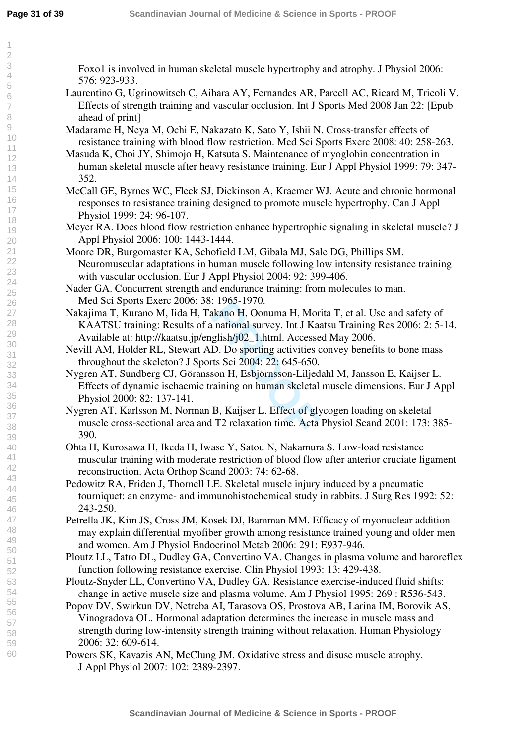Foxo1 is involved in human skeletal muscle hypertrophy and atrophy. J Physiol 2006: 576: 923-933.

Laurentino G, Ugrinowitsch C, Aihara AY, Fernandes AR, Parcell AC, Ricard M, Tricoli V. Effects of strength training and vascular occlusion. Int J Sports Med 2008 Jan 22: [Epub ahead of print]

Madarame H, Neya M, Ochi E, Nakazato K, Sato Y, Ishii N. Cross-transfer effects of resistance training with blood flow restriction. Med Sci Sports Exerc 2008: 40: 258-263.

Masuda K, Choi JY, Shimojo H, Katsuta S. Maintenance of myoglobin concentration in human skeletal muscle after heavy resistance training. Eur J Appl Physiol 1999: 79: 347-352.

McCall GE, Byrnes WC, Fleck SJ, Dickinson A, Kraemer WJ. Acute and chronic hormonal responses to resistance training designed to promote muscle hypertrophy. Can J Appl Physiol 1999: 24: 96-107.

Meyer RA. Does blood flow restriction enhance hypertrophic signaling in skeletal muscle? J Appl Physiol 2006: 100: 1443-1444.

Moore DR, Burgomaster KA, Schofield LM, Gibala MJ, Sale DG, Phillips SM. Neuromuscular adaptations in human muscle following low intensity resistance training with vascular occlusion. Eur J Appl Physiol 2004: 92: 399-406.

Nader GA. Concurrent strength and endurance training: from molecules to man. Med Sci Sports Exerc 2006: 38: 1965-1970.

Nakajima T, Kurano M, Iida H, Takano H, Oonuma H, Morita T, et al. Use and safety of KAATSU training: Results of a national survey. Int J Kaatsu Training Res 2006: 2: 5-14. Available at: http://kaatsu.jp/english/j02_1.html. Accessed May 2006.

Nevill AM, Holder RL, Stewart AD. Do sporting activities convey benefits to bone mass throughout the skeleton? J Sports Sci 2004: 22: 645-650.

Nygren AT, Sundberg CJ, Göransson H, Esbjörnsson-Liljedahl M, Jansson E, Kaijser L. Effects of dynamic ischaemic training on human skeletal muscle dimensions. Eur J Appl Physiol 2000: 82: 137-141.

Nygren AT, Karlsson M, Norman B, Kaijser L. Effect of glycogen loading on skeletal muscle cross-sectional area and T2 relaxation time. Acta Physiol Scand 2001: 173: 385-390.

Ohta H, Kurosawa H, Ikeda H, Iwase Y, Satou N, Nakamura S. Low-load resistance muscular training with moderate restriction of blood flow after anterior cruciate ligament reconstruction. Acta Orthop Scand 2003: 74: 62-68.

Pedowitz RA, Friden J, Thornell LE. Skeletal muscle injury induced by a pneumatic tourniquet: an enzyme- and immunohistochemical study in rabbits. J Surg Res 1992: 52: 243-250.

Petrella JK, Kim JS, Cross JM, Kosek DJ, Bamman MM. Efficacy of myonuclear addition may explain differential myofiber growth among resistance trained young and older men and women. Am J Physiol Endocrinol Metab 2006: 291: E937-946.

Ploutz LL, Tatro DL, Dudley GA, Convertino VA. Changes in plasma volume and baroreflex function following resistance exercise. Clin Physiol 1993: 13: 429-438.

Ploutz-Snyder LL, Convertino VA, Dudley GA. Resistance exercise-induced fluid shifts: change in active muscle size and plasma volume. Am J Physiol 1995: 269 : R536-543.

Popov DV, Swirkun DV, Netreba AI, Tarasova OS, Prostova AB, Larina IM, Borovik AS, Vinogradova OL. Hormonal adaptation determines the increase in muscle mass and strength during low-intensity strength training without relaxation. Human Physiology 2006: 32: 609-614.

Powers SK, Kavazis AN, McClung JM. Oxidative stress and disuse muscle atrophy. J Appl Physiol 2007: 102: 2389-2397.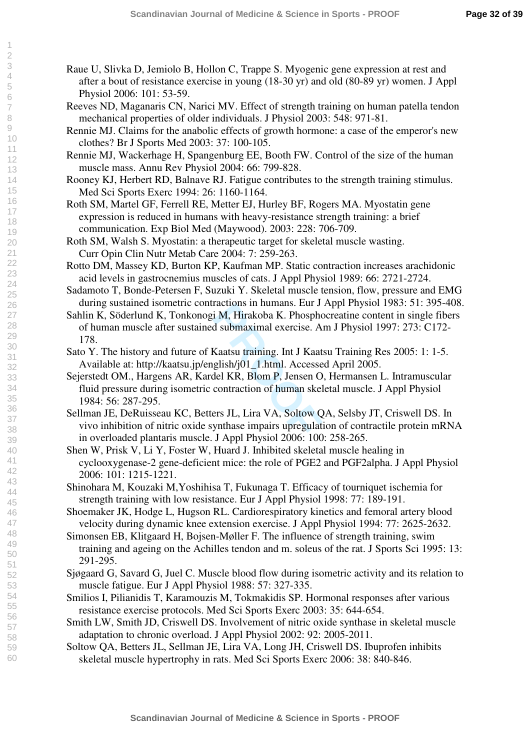Raue U, Slivka D, Jemiolo B, Hollon C, Trappe S. Myogenic gene expression at rest and after a bout of resistance exercise in young (18-30 yr) and old (80-89 yr) women. J Appl Physiol 2006: 101: 53-59.

Reeves ND, Maganaris CN, Narici MV. Effect of strength training on human patella tendon mechanical properties of older individuals. J Physiol 2003: 548: 971-81.

Rennie MJ. Claims for the anabolic effects of growth hormone: a case of the emperor's new clothes? Br J Sports Med 2003: 37: 100-105.

Rennie MJ, Wackerhage H, Spangenburg EE, Booth FW. Control of the size of the human muscle mass. Annu Rev Physiol 2004: 66: 799-828.

Rooney KJ, Herbert RD, Balnave RJ. Fatigue contributes to the strength training stimulus. Med Sci Sports Exerc 1994: 26: 1160-1164.

Roth SM, Martel GF, Ferrell RE, Metter EJ, Hurley BF, Rogers MA. Myostatin gene expression is reduced in humans with heavy-resistance strength training: a brief communication. Exp Biol Med (Maywood). 2003: 228: 706-709.

Roth SM, Walsh S. Myostatin: a therapeutic target for skeletal muscle wasting. Curr Opin Clin Nutr Metab Care 2004: 7: 259-263.

Rotto DM, Massey KD, Burton KP, Kaufman MP. Static contraction increases arachidonic acid levels in gastrocnemius muscles of cats. J Appl Physiol 1989: 66: 2721-2724.

Sadamoto T, Bonde-Petersen F, Suzuki Y. Skeletal muscle tension, flow, pressure and EMG during sustained isometric contractions in humans. Eur J Appl Physiol 1983: 51: 395-408.

Sahlin K, Söderlund K, Tonkonogi M, Hirakoba K. Phosphocreatine content in single fibers of human muscle after sustained submaximal exercise. Am J Physiol 1997: 273: C172-178.

Sato Y. The history and future of Kaatsu training. Int J Kaatsu Training Res 2005: 1: 1-5. Available at: http://kaatsu.jp/english/j01_1.html. Accessed April 2005.

Sejerstedt OM., Hargens AR, Kardel KR, Blom P, Jensen O, Hermansen L. Intramuscular fluid pressure during isometric contraction of human skeletal muscle. J Appl Physiol 1984: 56: 287-295.

Sellman JE, DeRuisseau KC, Betters JL, Lira VA, Soltow QA, Selsby JT, Criswell DS. In vivo inhibition of nitric oxide synthase impairs upregulation of contractile protein mRNA in overloaded plantaris muscle. J Appl Physiol 2006: 100: 258-265.

Shen W, Prisk V, Li Y, Foster W, Huard J. Inhibited skeletal muscle healing in cyclooxygenase-2 gene-deficient mice: the role of PGE2 and PGF2alpha. J Appl Physiol 2006: 101: 1215-1221.

Shinohara M, Kouzaki M,Yoshihisa T, Fukunaga T. Efficacy of tourniquet ischemia for strength training with low resistance. Eur J Appl Physiol 1998: 77: 189-191.

Shoemaker JK, Hodge L, Hugson RL. Cardiorespiratory kinetics and femoral artery blood velocity during dynamic knee extension exercise. J Appl Physiol 1994: 77: 2625-2632.

Simonsen EB, Klitgaard H, Bojsen-Møller F. The influence of strength training, swim training and ageing on the Achilles tendon and m. soleus of the rat. J Sports Sci 1995: 13: 291-295.

Sjøgaard G, Savard G, Juel C. Muscle blood flow during isometric activity and its relation to muscle fatigue. Eur J Appl Physiol 1988: 57: 327-335.

Smilios I, Pilianidis T, Karamouzis M, Tokmakidis SP. Hormonal responses after various resistance exercise protocols. Med Sci Sports Exerc 2003: 35: 644-654.

Smith LW, Smith JD, Criswell DS. Involvement of nitric oxide synthase in skeletal muscle adaptation to chronic overload. J Appl Physiol 2002: 92: 2005-2011.

Soltow QA, Betters JL, Sellman JE, Lira VA, Long JH, Criswell DS. Ibuprofen inhibits skeletal muscle hypertrophy in rats. Med Sci Sports Exerc 2006: 38: 840-846.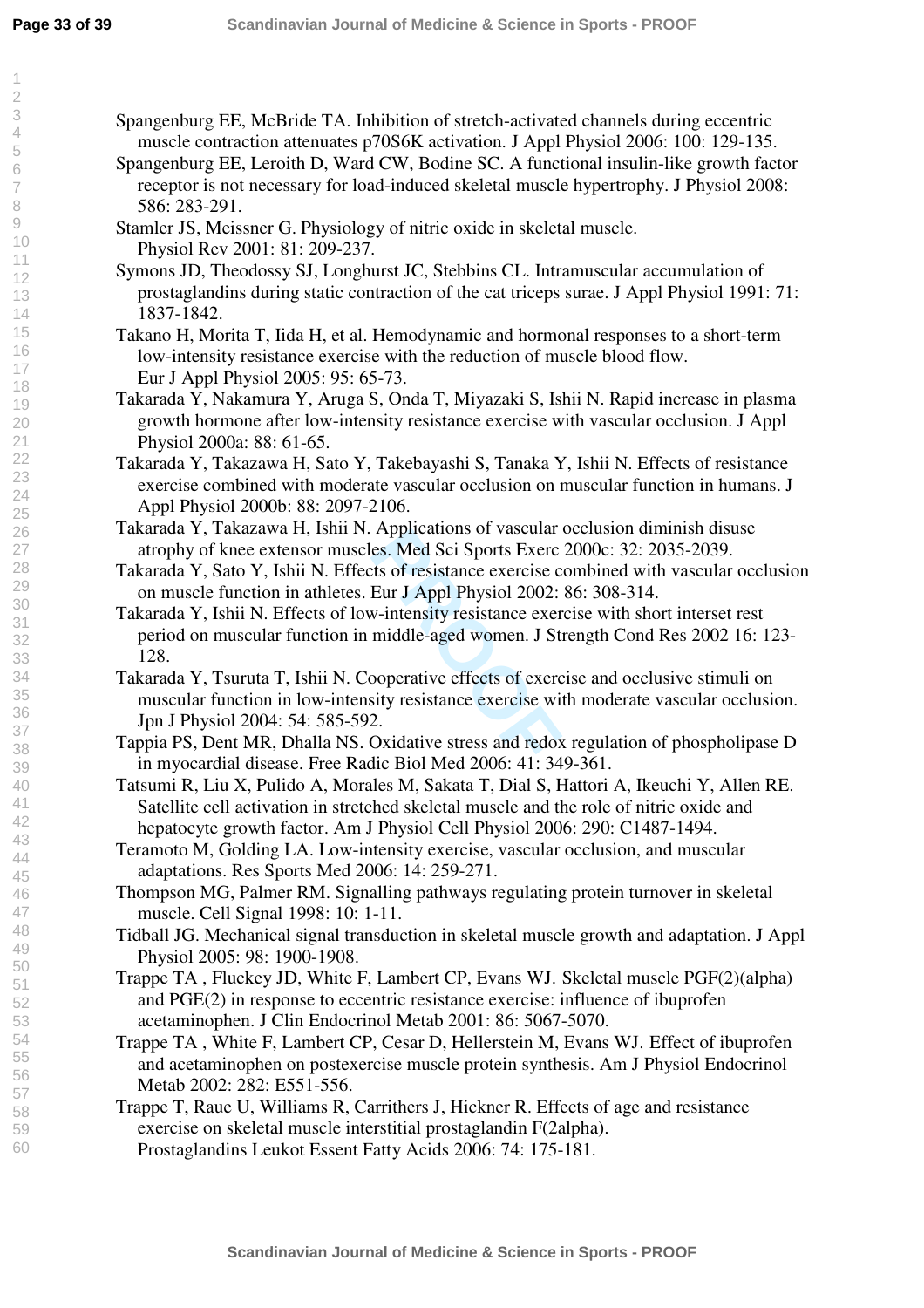Spangenburg EE, McBride TA. Inhibition of stretch-activated channels during eccentric muscle contraction attenuates p70S6K activation. J Appl Physiol 2006: 100: 129-135.

Spangenburg EE, Leroith D, Ward CW, Bodine SC. A functional insulin-like growth factor receptor is not necessary for load-induced skeletal muscle hypertrophy. J Physiol 2008: 586: 283-291.

Stamler JS, Meissner G. Physiology of nitric oxide in skeletal muscle. Physiol Rev 2001: 81: 209-237.

Symons JD, Theodossy SJ, Longhurst JC, Stebbins CL. Intramuscular accumulation of prostaglandins during static contraction of the cat triceps surae. J Appl Physiol 1991: 71: 1837-1842.

Takano H, Morita T, Iida H, et al. Hemodynamic and hormonal responses to a short-term low-intensity resistance exercise with the reduction of muscle blood flow. Eur J Appl Physiol 2005: 95: 65-73.

Takarada Y, Nakamura Y, Aruga S, Onda T, Miyazaki S, Ishii N. Rapid increase in plasma growth hormone after low-intensity resistance exercise with vascular occlusion. J Appl Physiol 2000a: 88: 61-65.

Takarada Y, Takazawa H, Sato Y, Takebayashi S, Tanaka Y, Ishii N. Effects of resistance exercise combined with moderate vascular occlusion on muscular function in humans. J Appl Physiol 2000b: 88: 2097-2106.

Takarada Y, Takazawa H, Ishii N. Applications of vascular occlusion diminish disuse atrophy of knee extensor muscles. Med Sci Sports Exerc 2000c: 32: 2035-2039.

Takarada Y, Sato Y, Ishii N. Effects of resistance exercise combined with vascular occlusion on muscle function in athletes. Eur J Appl Physiol 2002: 86: 308-314.

Takarada Y, Ishii N. Effects of low-intensity resistance exercise with short interset rest period on muscular function in middle-aged women. J Strength Cond Res 2002 16: 123-128.

Takarada Y, Tsuruta T, Ishii N. Cooperative effects of exercise and occlusive stimuli on muscular function in low-intensity resistance exercise with moderate vascular occlusion. Jpn J Physiol 2004: 54: 585-592.

Tappia PS, Dent MR, Dhalla NS. Oxidative stress and redox regulation of phospholipase D in myocardial disease. Free Radic Biol Med 2006: 41: 349-361.

Tatsumi R, Liu X, Pulido A, Morales M, Sakata T, Dial S, Hattori A, Ikeuchi Y, Allen RE. Satellite cell activation in stretched skeletal muscle and the role of nitric oxide and hepatocyte growth factor. Am J Physiol Cell Physiol 2006: 290: C1487-1494.

Teramoto M, Golding LA. Low-intensity exercise, vascular occlusion, and muscular adaptations. Res Sports Med 2006: 14: 259-271.

Thompson MG, Palmer RM. Signalling pathways regulating protein turnover in skeletal muscle. Cell Signal 1998: 10: 1-11.

Tidball JG. Mechanical signal transduction in skeletal muscle growth and adaptation. J Appl Physiol 2005: 98: 1900-1908.

Trappe TA , Fluckey JD, White F, Lambert CP, Evans WJ. Skeletal muscle PGF(2)(alpha) and PGE(2) in response to eccentric resistance exercise: influence of ibuprofen acetaminophen. J Clin Endocrinol Metab 2001: 86: 5067-5070.

Trappe TA , White F, Lambert CP, Cesar D, Hellerstein M, Evans WJ. Effect of ibuprofen and acetaminophen on postexercise muscle protein synthesis. Am J Physiol Endocrinol Metab 2002: 282: E551-556.

Trappe T, Raue U, Williams R, Carrithers J, Hickner R. Effects of age and resistance exercise on skeletal muscle interstitial prostaglandin F(2alpha). Prostaglandins Leukot Essent Fatty Acids 2006: 74: 175-181.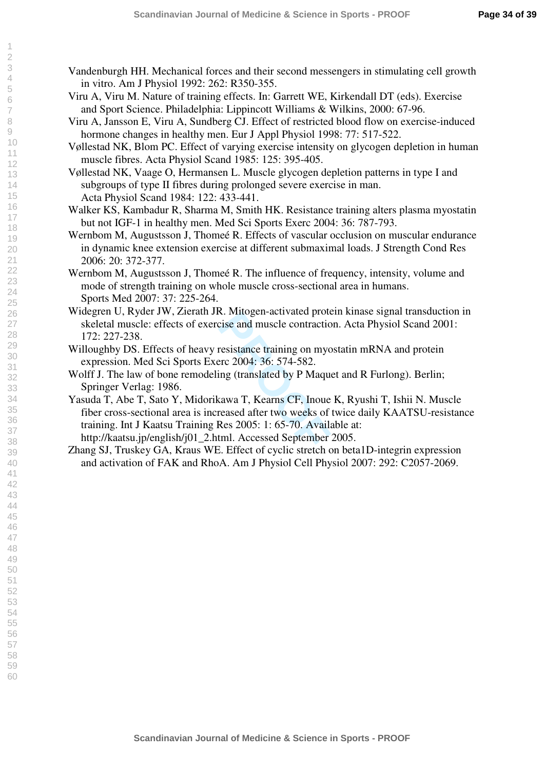Vandenburgh HH. Mechanical forces and their second messengers in stimulating cell growth in vitro. Am J Physiol 1992: 262: R350-355.

Viru A, Viru M. Nature of training effects. In: Garrett WE, Kirkendall DT (eds). Exercise and Sport Science. Philadelphia: Lippincott Williams & Wilkins, 2000: 67-96.

Viru A, Jansson E, Viru A, Sundberg CJ. Effect of restricted blood flow on exercise-induced hormone changes in healthy men. Eur J Appl Physiol 1998: 77: 517-522.

Vøllestad NK, Blom PC. Effect of varying exercise intensity on glycogen depletion in human muscle fibres. Acta Physiol Scand 1985: 125: 395-405.

Vøllestad NK, Vaage O, Hermansen L. Muscle glycogen depletion patterns in type I and subgroups of type II fibres during prolonged severe exercise in man. Acta Physiol Scand 1984: 122: 433-441.

Walker KS, Kambadur R, Sharma M, Smith HK. Resistance training alters plasma myostatin but not IGF-1 in healthy men. Med Sci Sports Exerc 2004: 36: 787-793.

Wernbom M, Augustsson J, Thomeé R. Effects of vascular occlusion on muscular endurance in dynamic knee extension exercise at different submaximal loads. J Strength Cond Res 2006: 20: 372-377.

Wernbom M, Augustsson J, Thomeé R. The influence of frequency, intensity, volume and mode of strength training on whole muscle cross-sectional area in humans. Sports Med 2007: 37: 225-264.

Widegren U, Ryder JW, Zierath JR. Mitogen-activated protein kinase signal transduction in skeletal muscle: effects of exercise and muscle contraction. Acta Physiol Scand 2001: 172: 227-238.

Willoughby DS. Effects of heavy resistance training on myostatin mRNA and protein expression. Med Sci Sports Exerc 2004: 36: 574-582.

Wolff J. The law of bone remodeling (translated by P Maquet and R Furlong). Berlin; Springer Verlag: 1986.

Yasuda T, Abe T, Sato Y, Midorikawa T, Kearns CF, Inoue K, Ryushi T, Ishii N. Muscle fiber cross-sectional area is increased after two weeks of twice daily KAATSU-resistance training. Int J Kaatsu Training Res 2005: 1: 65-70. Available at: http://kaatsu.jp/english/j01_2.html. Accessed September 2005.

Zhang SJ, Truskey GA, Kraus WE. Effect of cyclic stretch on beta1D-integrin expression and activation of FAK and RhoA. Am J Physiol Cell Physiol 2007: 292: C2057-2069.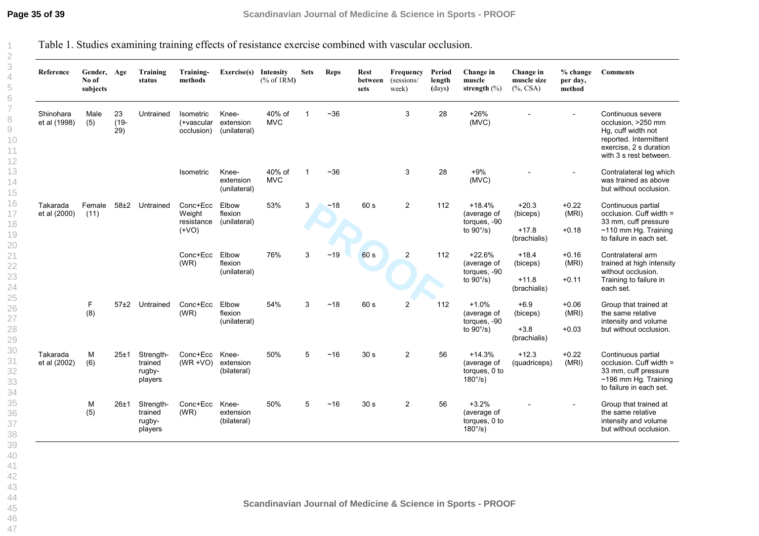Table 1. Studies examining training effects of resistance exercise combined with vascular occlusion.

| Reference | Gender, No of subjects | Age | Training status | Training-methods | Exercise(s) | Intensity (% of 1RM) | Sets | Reps | Rest between sets | Frequency (sessions/ week) | Period length (days) | Change in muscle strength (%) | Change in muscle size (%, CSA) | % change per day, method | Comments |
|---|---|---|---|---|---|---|---|---|---|---|---|---|---|---|---|
| Shinohara et al (1998) | Male (5) | 23 (19-29) | Untrained | Isometric (+vascular occlusion) | Knee-extension (unilateral) | 40% of MVC | 1 | ~36 | | 3 | 28 | +26% (MVC) | - | - | Continuous severe occlusion, >250 mm Hg, cuff width not reported. Intermittent exercise, 2 s duration with 3 s rest between. |
| | | | | Isometric | Knee-extension (unilateral) | 40% of MVC | 1 | ~36 | | 3 | 28 | +9% (MVC) | - | - | Contralateral leg which was trained as above but without occlusion. |
| Takarada et al (2000) | Female (11) | 58±2 | Untrained | Conc+Ecc Weight resistance (+VO) | Elbow flexion (unilateral) | 53% | 3 | ~18 | 60 s | 2 | 112 | +18.4% (average of torques, -90 to 90°/s) | +20.3 (biceps) +17.8 (brachialis) | +0.22 (MRI) +0.18 | Continuous partial occlusion. Cuff width = 33 mm, cuff pressure ~110 mm Hg. Training to failure in each set. |
| | | | | Conc+Ecc (WR) | Elbow flexion (unilateral) | 76% | 3 | ~19 | 60 s | 2 | 112 | +22.6% (average of torques, -90 to 90°/s) | +18.4 (biceps) +11.8 (brachialis) | +0.16 (MRI) +0.11 | Contralateral arm trained at high intensity without occlusion. Training to failure in each set. |
| | F (8) | 57±2 | Untrained | Conc+Ecc (WR) | Elbow flexion (unilateral) | 54% | 3 | ~18 | 60 s | 2 | 112 | +1.0% (average of torques, -90 to 90°/s) | +6.9 (biceps) +3.8 (brachialis) | +0.06 (MRI) +0.03 | Group that trained at the same relative intensity and volume but without occlusion. |
| Takarada et al (2002) | M (6) | 25±1 | Strength-trained rugby-players | Conc+Ecc (WR +VO) | Knee-extension (bilateral) | 50% | 5 | ~16 | 30 s | 2 | 56 | +14.3% (average of torques, 0 to 180°/s) | +12.3 (quadriceps) | +0.22 (MRI) | Continuous partial occlusion. Cuff width = 33 mm, cuff pressure ~196 mm Hg. Training to failure in each set. |
| | M (5) | 26±1 | Strength-trained rugby-players | Conc+Ecc (WR) | Knee-extension (bilateral) | 50% | 5 | ~16 | 30 s | 2 | 56 | +3.2% (average of torques, 0 to 180°/s) | - | - | Group that trained at the same relative intensity and volume but without occlusion. |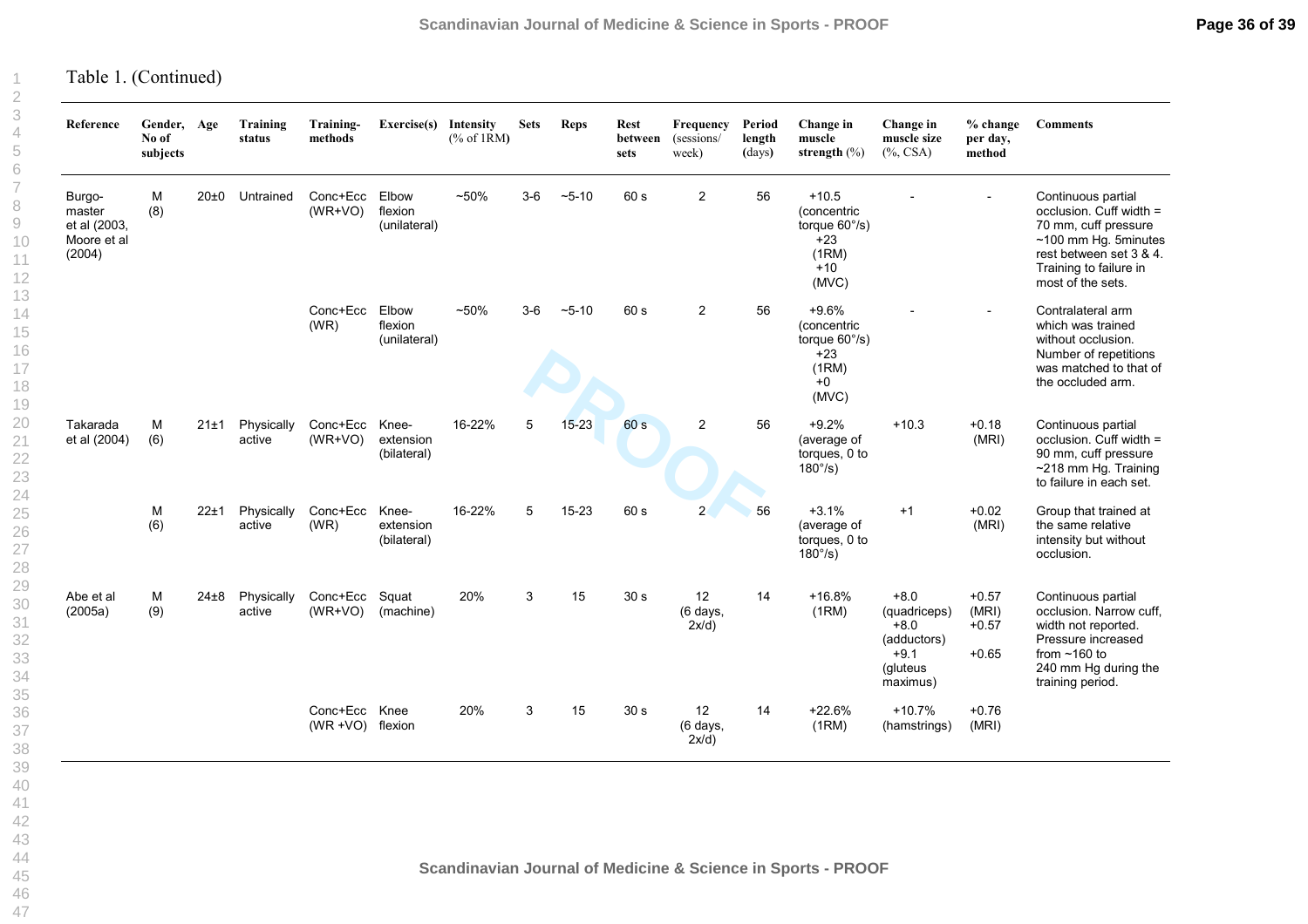Table 1. (Continued)

| Reference | Gender, No of subjects | Age | Training status | Training-methods | Exercise(s) | Intensity (% of 1RM) | Sets | Reps | Rest between sets | Frequency (sessions/ week) | Period length (days) | Change in muscle strength (%) | Change in muscle size (%, CSA) | % change per day, method | Comments |
|---|---|---|---|---|---|---|---|---|---|---|---|---|---|---|---|
| Burgomaster et al (2003, Moore et al (2004) | M (8) | 20±0 | Untrained | Conc+Ecc (WR+VO) | Elbow flexion (unilateral) | ~50% | 3-6 | ~5-10 | 60 s | 2 | 56 | +10.5 (concentric torque 60°/s) +23 (1RM) +10 (MVC) | - | - | Continuous partial occlusion. Cuff width = 70 mm, cuff pressure ~100 mm Hg. 5minutes rest between set 3 & 4. Training to failure in most of the sets. |
| | | | | Conc+Ecc (WR) | Elbow flexion (unilateral) | ~50% | 3-6 | ~5-10 | 60 s | 2 | 56 | +9.6% (concentric torque 60°/s) +23 (1RM) +0 (MVC) | - | - | Contralateral arm which was trained without occlusion. Number of repetitions was matched to that of the occluded arm. |
| Takarada et al (2004) | M (6) | 21±1 | Physically active | Conc+Ecc (WR+VO) | Knee-extension (bilateral) | 16-22% | 5 | 15-23 | 60 s | 2 | 56 | +9.2% (average of torques, 0 to 180°/s) | +10.3 | +0.18 (MRI) | Continuous partial occlusion. Cuff width = 90 mm, cuff pressure ~218 mm Hg. Training to failure in each set. |
| | M (6) | 22±1 | Physically active | Conc+Ecc (WR) | Knee-extension (bilateral) | 16-22% | 5 | 15-23 | 60 s | 2 | 56 | +3.1% (average of torques, 0 to 180°/s) | +1 | +0.02 (MRI) | Group that trained at the same relative intensity but without occlusion. |
| Abe et al (2005a) | M (9) | 24±8 | Physically active | Conc+Ecc (WR+VO) | Squat (machine) | 20% | 3 | 15 | 30 s | 12 (6 days, 2x/d) | 14 | +16.8% (1RM) | +8.0 (quadriceps) +8.0 (adductors) +9.1 (gluteus maximus) | +0.57 (MRI) +0.57 +0.65 | Continuous partial occlusion. Narrow cuff, width not reported. Pressure increased from ~160 to 240 mm Hg during the training period. |
| | | | | Conc+Ecc (WR +VO) | Knee flexion | 20% | 3 | 15 | 30 s | 12 (6 days, 2x/d) | 14 | +22.6% (1RM) | +10.7% (hamstrings) | +0.76 (MRI) | |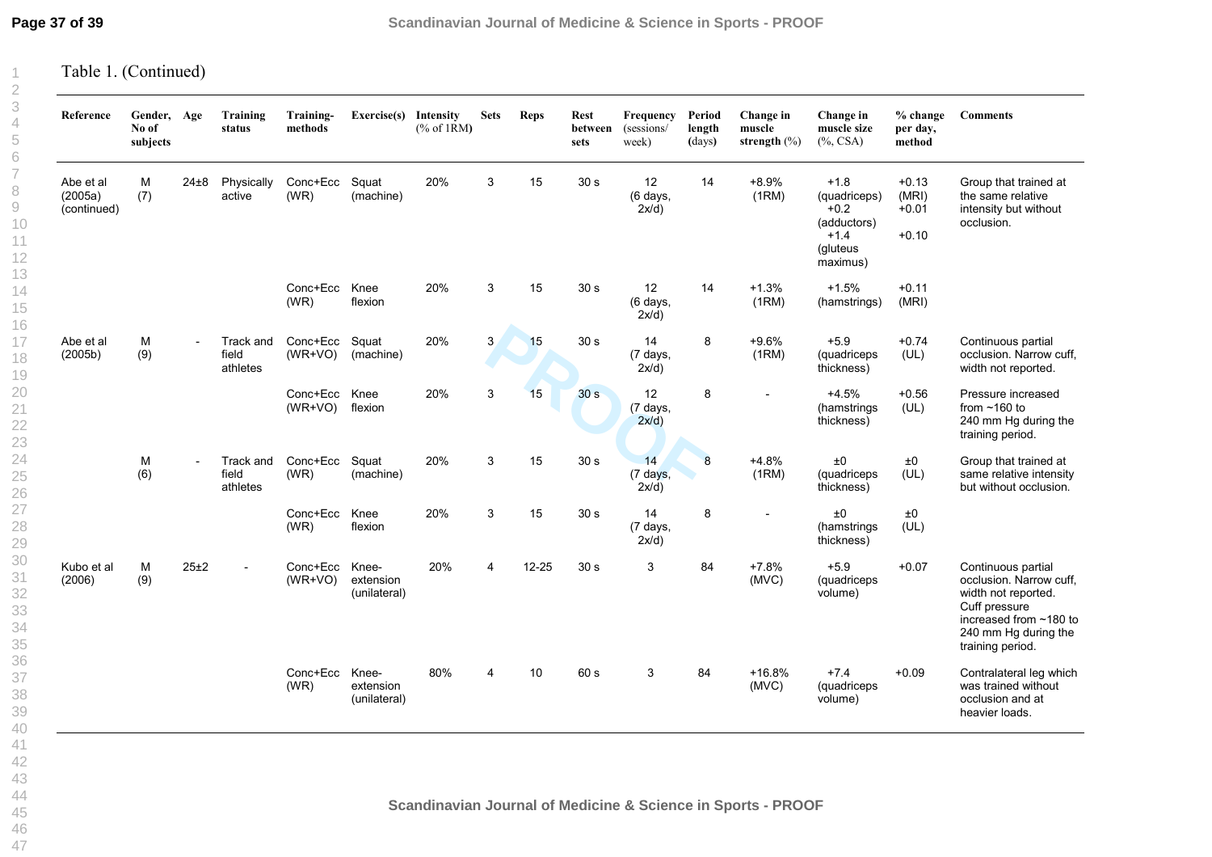Table 1. (Continued)

| Reference | Gender, No of subjects | Age | Training status | Training-methods | Exercise(s) | Intensity (% of 1RM) | Sets | Reps | Rest between sets | Frequency (sessions/ week) | Period length (days) | Change in muscle strength (%) | Change in muscle size (%, CSA) | % change per day, method | Comments |
|---|---|---|---|---|---|---|---|---|---|---|---|---|---|---|---|
| Abe et al (2005a) (continued) | M (7) | 24±8 | Physically active | Conc+Ecc (WR) | Squat (machine) | 20% | 3 | 15 | 30 s | 12 (6 days, 2x/d) | 14 | +8.9% (1RM) | +1.8 (quadriceps) +0.2 (adductors) +1.4 (gluteus maximus) | +0.13 (MRI) +0.01 +0.10 | Group that trained at the same relative intensity but without occlusion. |
| | | | | Conc+Ecc (WR) | Knee flexion | 20% | 3 | 15 | 30 s | 12 (6 days, 2x/d) | 14 | +1.3% (1RM) | +1.5% (hamstrings) | +0.11 (MRI) | |
| Abe et al (2005b) | M (9) | - | Track and field athletes | Conc+Ecc (WR+VO) | Squat (machine) | 20% | 3 | 15 | 30 s | 14 (7 days, 2x/d) | 8 | +9.6% (1RM) | +5.9 (quadriceps thickness) | +0.74 (UL) | Continuous partial occlusion. Narrow cuff, width not reported. |
| | | | | Conc+Ecc (WR+VO) | Knee flexion | 20% | 3 | 15 | 30 s | 12 (7 days, 2x/d) | 8 | - | +4.5% (hamstrings thickness) | +0.56 (UL) | Pressure increased from ~160 to 240 mm Hg during the training period. |
| | M (6) | - | Track and field athletes | Conc+Ecc (WR) | Squat (machine) | 20% | 3 | 15 | 30 s | 14 (7 days, 2x/d) | 8 | +4.8% (1RM) | ±0 (quadriceps thickness) | ±0 (UL) | Group that trained at same relative intensity but without occlusion. |
| | | | | Conc+Ecc (WR) | Knee flexion | 20% | 3 | 15 | 30 s | 14 (7 days, 2x/d) | 8 | - | ±0 (hamstrings thickness) | ±0 (UL) | |
| Kubo et al (2006) | M (9) | 25±2 | - | Conc+Ecc (WR+VO) | Knee-extension (unilateral) | 20% | 4 | 12-25 | 30 s | 3 | 84 | +7.8% (MVC) | +5.9 (quadriceps volume) | +0.07 | Continuous partial occlusion. Narrow cuff, width not reported. Cuff pressure increased from ~180 to 240 mm Hg during the training period. |
| | | | | Conc+Ecc (WR) | Knee-extension (unilateral) | 80% | 4 | 10 | 60 s | 3 | 84 | +16.8% (MVC) | +7.4 (quadriceps volume) | +0.09 | Contralateral leg which was trained without occlusion and at heavier loads. |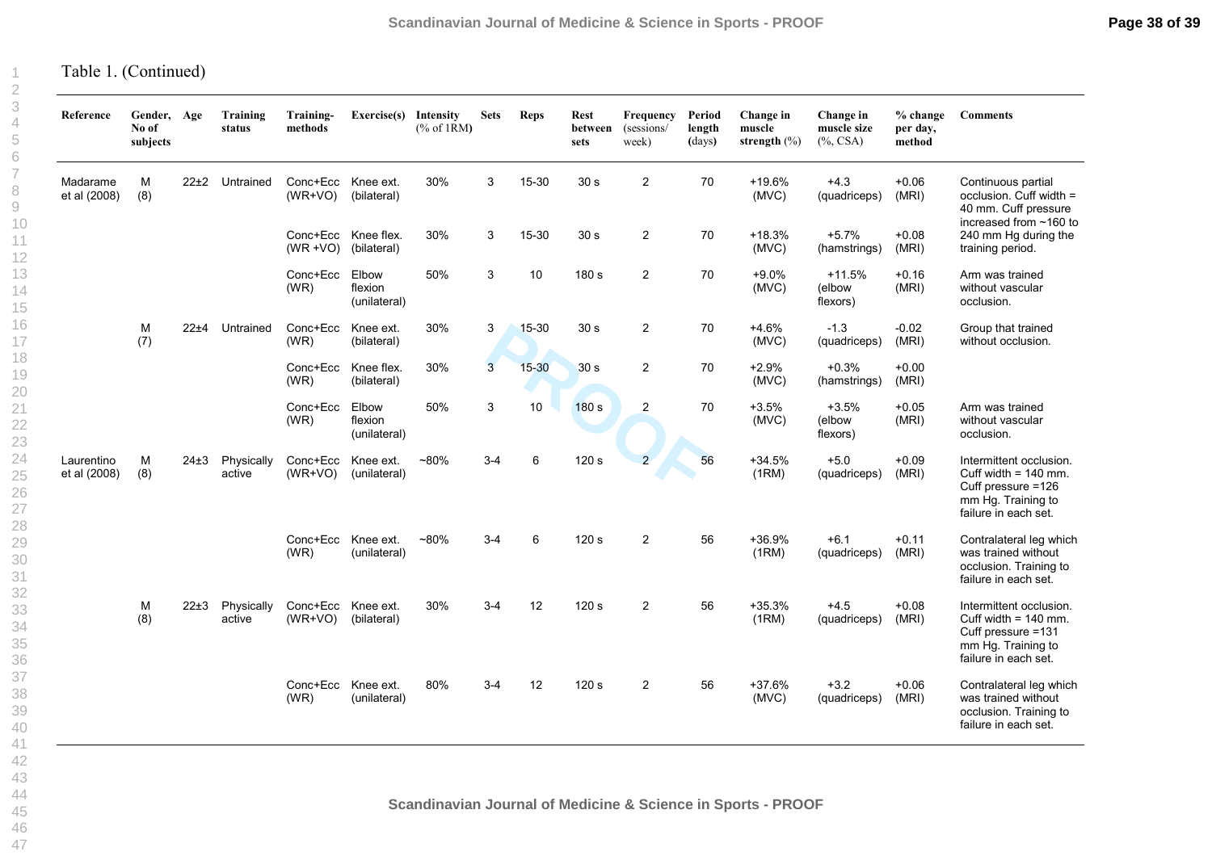Table 1. (Continued)

| Reference | Gender, No of subjects | Age | Training status | Training-methods | Exercise(s) | Intensity (% of 1RM) | Sets | Reps | Rest between sets | Frequency (sessions/ week) | Period length (days) | Change in muscle strength (%) | Change in muscle size (%, CSA) | % change per day, method | Comments |
|---|---|---|---|---|---|---|---|---|---|---|---|---|---|---|---|
| Madarame et al (2008) | M (8) | 22±2 | Untrained | Conc+Ecc (WR+VO) | Knee ext. (bilateral) | 30% | 3 | 15-30 | 30 s | 2 | 70 | +19.6% (MVC) | +4.3 (quadriceps) | +0.06 (MRI) | Continuous partial occlusion. Cuff width = 40 mm. Cuff pressure increased from ~160 to 240 mm Hg during the training period. |
| | | | | Conc+Ecc (WR +VO) | Knee flex. (bilateral) | 30% | 3 | 15-30 | 30 s | 2 | 70 | +18.3% (MVC) | +5.7% (hamstrings) | +0.08 (MRI) | |
| | | | | Conc+Ecc (WR) | Elbow flexion (unilateral) | 50% | 3 | 10 | 180 s | 2 | 70 | +9.0% (MVC) | +11.5% (elbow flexors) | +0.16 (MRI) | Arm was trained without vascular occlusion. |
| | M (7) | 22±4 | Untrained | Conc+Ecc (WR) | Knee ext. (bilateral) | 30% | 3 | 15-30 | 30 s | 2 | 70 | +4.6% (MVC) | -1.3 (quadriceps) | -0.02 (MRI) | Group that trained without occlusion. |
| | | | | Conc+Ecc (WR) | Knee flex. (bilateral) | 30% | 3 | 15-30 | 30 s | 2 | 70 | +2.9% (MVC) | +0.3% (hamstrings) | +0.00 (MRI) | |
| | | | | Conc+Ecc (WR) | Elbow flexion (unilateral) | 50% | 3 | 10 | 180 s | 2 | 70 | +3.5% (MVC) | +3.5% (elbow flexors) | +0.05 (MRI) | Arm was trained without vascular occlusion. |
| Laurentino et al (2008) | M (8) | 24±3 | Physically active | Conc+Ecc (WR+VO) | Knee ext. (unilateral) | ~80% | 3-4 | 6 | 120 s | 2 | 56 | +34.5% (1RM) | +5.0 (quadriceps) | +0.09 (MRI) | Intermittent occlusion. Cuff width = 140 mm. Cuff pressure =126 mm Hg. Training to failure in each set. |
| | | | | Conc+Ecc (WR) | Knee ext. (unilateral) | ~80% | 3-4 | 6 | 120 s | 2 | 56 | +36.9% (1RM) | +6.1 (quadriceps) | +0.11 (MRI) | Contralateral leg which was trained without occlusion. Training to failure in each set. |
| | M (8) | 22±3 | Physically active | Conc+Ecc (WR+VO) | Knee ext. (bilateral) | 30% | 3-4 | 12 | 120 s | 2 | 56 | +35.3% (1RM) | +4.5 (quadriceps) | +0.08 (MRI) | Intermittent occlusion. Cuff width = 140 mm. Cuff pressure =131 mm Hg. Training to failure in each set. |
| | | | | Conc+Ecc (WR) | Knee ext. (unilateral) | 80% | 3-4 | 12 | 120 s | 2 | 56 | +37.6% (MVC) | +3.2 (quadriceps) | +0.06 (MRI) | Contralateral leg which was trained without occlusion. Training to failure in each set. |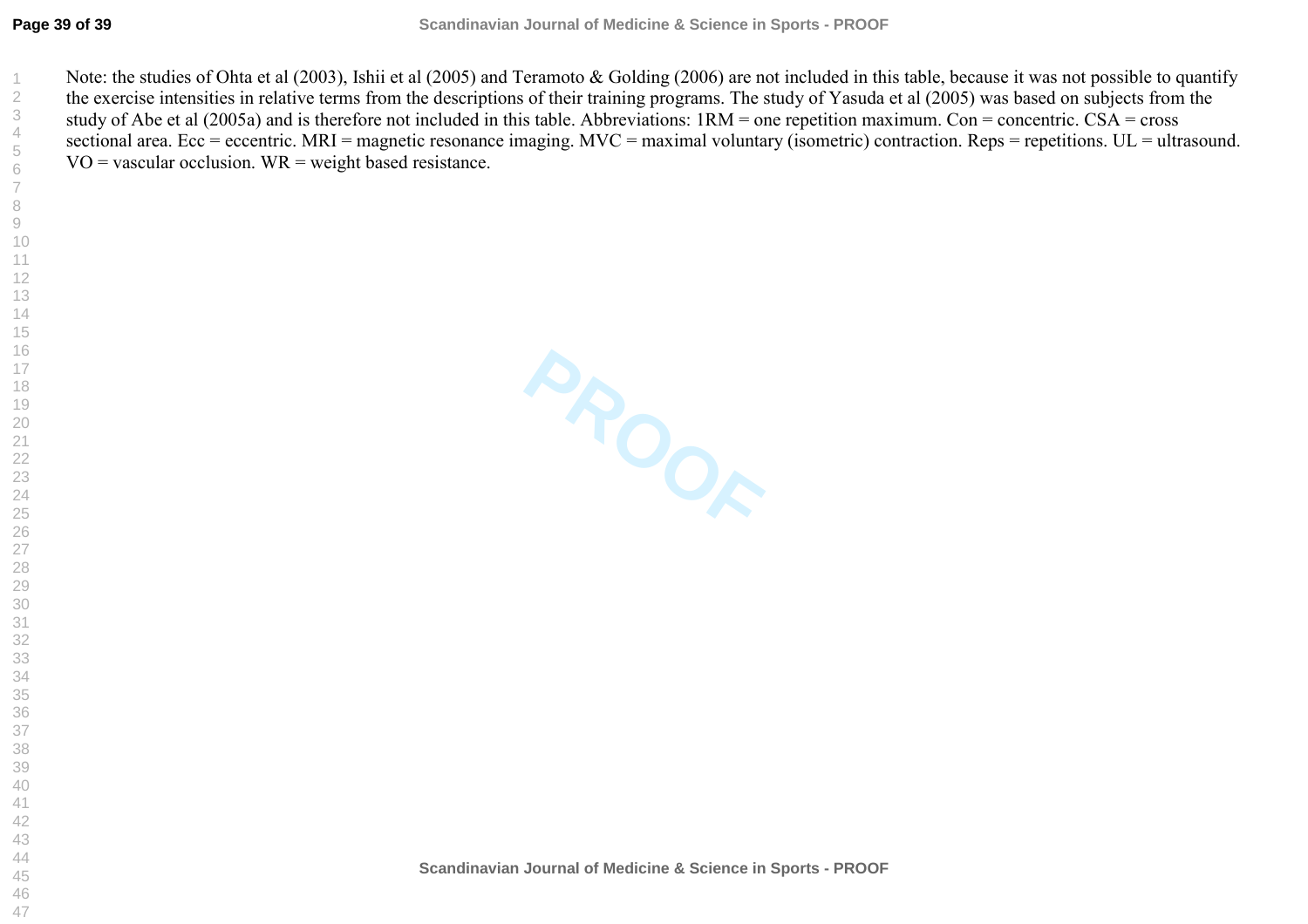Note: the studies of Ohta et al (2003), Ishii et al (2005) and Teramoto & Golding (2006) are not included in this table, because it was not possible to quantify the exercise intensities in relative terms from the descriptions of their training programs. The study of Yasuda et al (2005) was based on subjects from the study of Abe et al (2005a) and is therefore not included in this table. Abbreviations: 1RM = one repetition maximum. Con = concentric. CSA = cross sectional area. Ecc = eccentric. MRI = magnetic resonance imaging. MVC = maximal voluntary (isometric) contraction. Reps = repetitions. UL = ultrasound. VO = vascular occlusion. WR = weight based resistance.